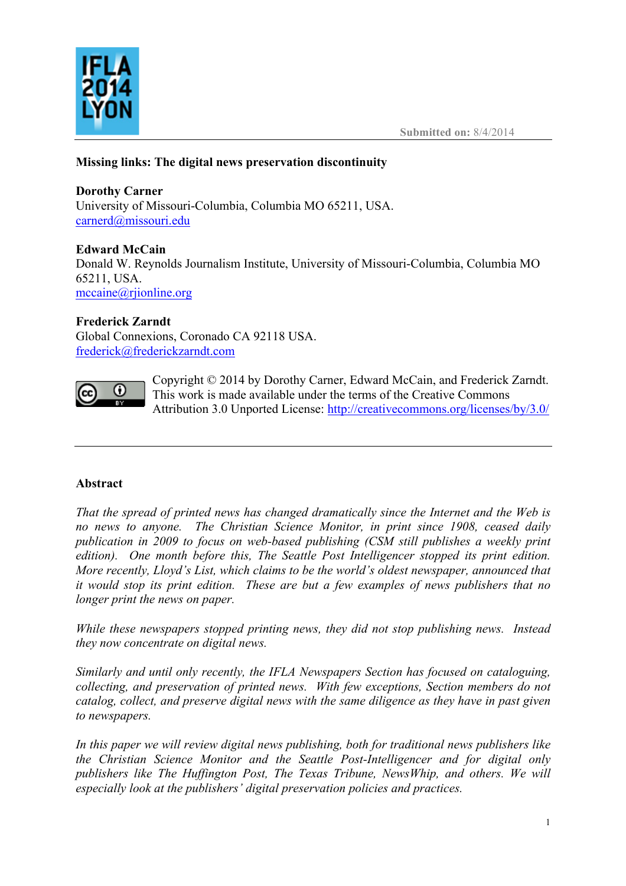Submitted on: 8/4/2014

# Missing links: The digital news preservation discontinuity

**Dorothy Carner**
University of Missouri-Columbia, Columbia MO 65211, USA.
carnerd@missouri.edu

**Edward McCain**
Donald W. Reynolds Journalism Institute, University of Missouri-Columbia, Columbia MO 65211, USA.
mccaine@rjionline.org

**Frederick Zarndt**
Global Connexions, Coronado CA 92118 USA.
frederick@frederickzarndt.com

Copyright © 2014 by Dorothy Carner, Edward McCain, and Frederick Zarndt. This work is made available under the terms of the Creative Commons Attribution 3.0 Unported License: http://creativecommons.org/licenses/by/3.0/

---

## Abstract

*That the spread of printed news has changed dramatically since the Internet and the Web is no news to anyone. The Christian Science Monitor, in print since 1908, ceased daily publication in 2009 to focus on web-based publishing (CSM still publishes a weekly print edition). One month before this, The Seattle Post Intelligencer stopped its print edition. More recently, Lloyd's List, which claims to be the world's oldest newspaper, announced that it would stop its print edition. These are but a few examples of news publishers that no longer print the news on paper.*

*While these newspapers stopped printing news, they did not stop publishing news. Instead they now concentrate on digital news.*

*Similarly and until only recently, the IFLA Newspapers Section has focused on cataloguing, collecting, and preservation of printed news. With few exceptions, Section members do not catalog, collect, and preserve digital news with the same diligence as they have in past given to newspapers.*

*In this paper we will review digital news publishing, both for traditional news publishers like the Christian Science Monitor and the Seattle Post-Intelligencer and for digital only publishers like The Huffington Post, The Texas Tribune, NewsWhip, and others. We will especially look at the publishers' digital preservation policies and practices.*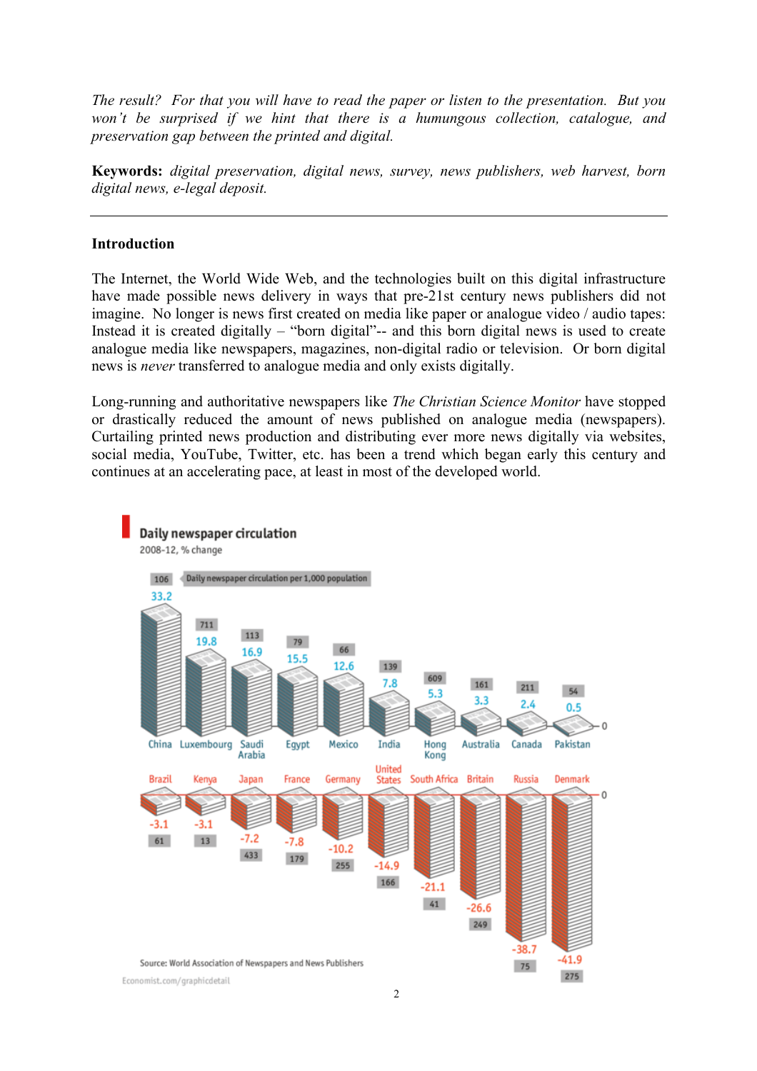*The result? For that you will have to read the paper or listen to the presentation. But you won't be surprised if we hint that there is a humungous collection, catalogue, and preservation gap between the printed and digital.*

**Keywords:** *digital preservation, digital news, survey, news publishers, web harvest, born digital news, e-legal deposit.*

---

## Introduction

The Internet, the World Wide Web, and the technologies built on this digital infrastructure have made possible news delivery in ways that pre-21st century news publishers did not imagine. No longer is news first created on media like paper or analogue video / audio tapes: Instead it is created digitally – "born digital"-- and this born digital news is used to create analogue media like newspapers, magazines, non-digital radio or television. Or born digital news is *never* transferred to analogue media and only exists digitally.

Long-running and authoritative newspapers like *The Christian Science Monitor* have stopped or drastically reduced the amount of news published on analogue media (newspapers). Curtailing printed news production and distributing ever more news digitally via websites, social media, YouTube, Twitter, etc. has been a trend which began early this century and continues at an accelerating pace, at least in most of the developed world.

**Daily newspaper circulation**

2008-12, % change

| Country | % change | Daily newspaper circulation per 1,000 population |
|---|---|---|
| China | 33.2 | 106 |
| Luxembourg | 19.8 | 711 |
| Saudi Arabia | 16.9 | 113 |
| Egypt | 15.5 | 79 |
| Mexico | 12.6 | 66 |
| India | 7.8 | 139 |
| Hong Kong | 5.3 | 609 |
| Australia | 3.3 | 161 |
| Canada | 2.4 | 211 |
| Pakistan | 0.5 | 54 |
| Brazil | -3.1 | 61 |
| Kenya | -3.1 | 13 |
| Japan | -7.2 | 433 |
| France | -7.8 | 179 |
| Germany | -10.2 | 255 |
| United States | -14.9 | 166 |
| South Africa | -21.1 | 41 |
| Britain | -26.6 | 249 |
| Russia | -38.7 | 75 |
| Denmark | -41.9 | 275 |

Source: World Association of Newspapers and News Publishers

Economist.com/graphicdetail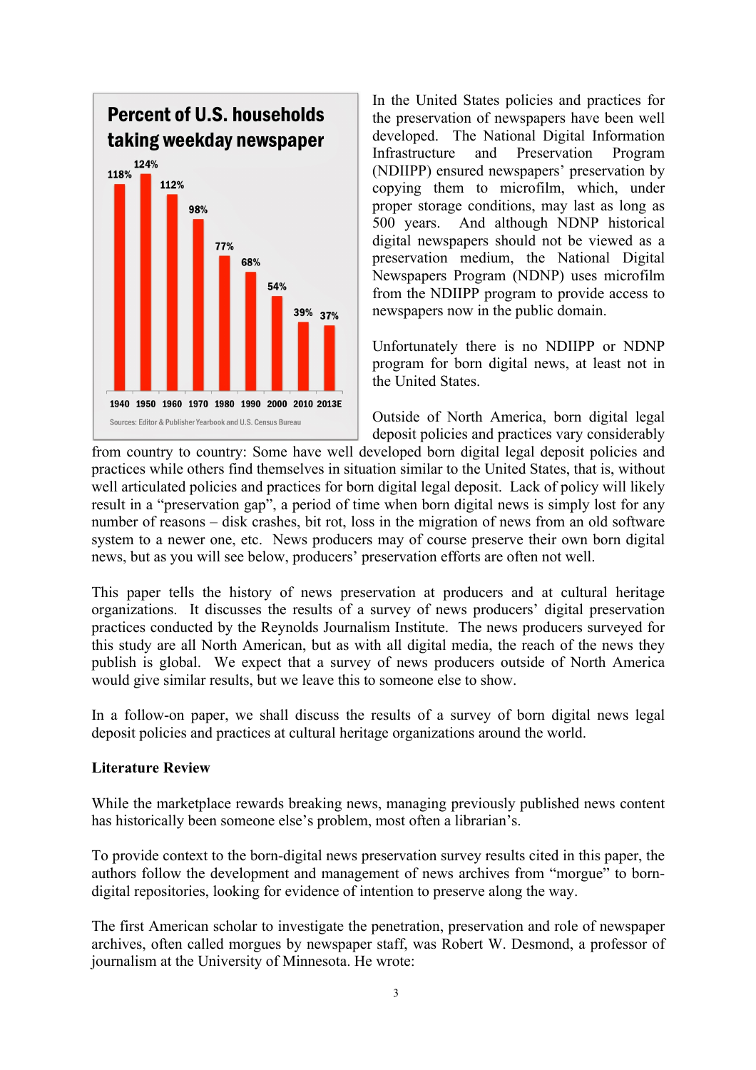**Percent of U.S. households taking weekday newspaper**

| 1940 | 1950 | 1960 | 1970 | 1980 | 1990 | 2000 | 2010 | 2013E |
|---|---|---|---|---|---|---|---|---|
| 118% | 124% | 112% | 98% | 77% | 68% | 54% | 39% | 37% |

Sources: Editor & Publisher Yearbook and U.S. Census Bureau

In the United States policies and practices for the preservation of newspapers have been well developed. The National Digital Information Infrastructure and Preservation Program (NDIIPP) ensured newspapers' preservation by copying them to microfilm, which, under proper storage conditions, may last as long as 500 years. And although NDNP historical digital newspapers should not be viewed as a preservation medium, the National Digital Newspapers Program (NDNP) uses microfilm from the NDIIPP program to provide access to newspapers now in the public domain.

Unfortunately there is no NDIIPP or NDNP program for born digital news, at least not in the United States.

Outside of North America, born digital legal deposit policies and practices vary considerably from country to country: Some have well developed born digital legal deposit policies and practices while others find themselves in situation similar to the United States, that is, without well articulated policies and practices for born digital legal deposit. Lack of policy will likely result in a "preservation gap", a period of time when born digital news is simply lost for any number of reasons – disk crashes, bit rot, loss in the migration of news from an old software system to a newer one, etc. News producers may of course preserve their own born digital news, but as you will see below, producers' preservation efforts are often not well.

This paper tells the history of news preservation at producers and at cultural heritage organizations. It discusses the results of a survey of news producers' digital preservation practices conducted by the Reynolds Journalism Institute. The news producers surveyed for this study are all North American, but as with all digital media, the reach of the news they publish is global. We expect that a survey of news producers outside of North America would give similar results, but we leave this to someone else to show.

In a follow-on paper, we shall discuss the results of a survey of born digital news legal deposit policies and practices at cultural heritage organizations around the world.

**Literature Review**

While the marketplace rewards breaking news, managing previously published news content has historically been someone else's problem, most often a librarian's.

To provide context to the born-digital news preservation survey results cited in this paper, the authors follow the development and management of news archives from "morgue" to born-digital repositories, looking for evidence of intention to preserve along the way.

The first American scholar to investigate the penetration, preservation and role of newspaper archives, often called morgues by newspaper staff, was Robert W. Desmond, a professor of journalism at the University of Minnesota. He wrote: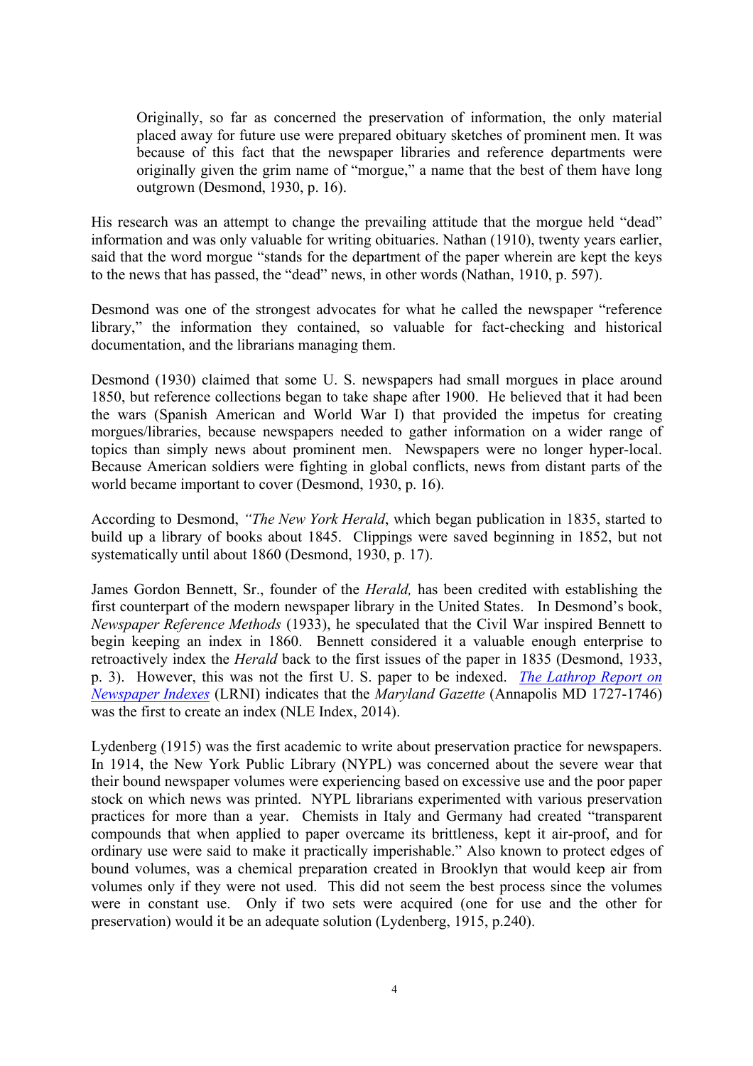> Originally, so far as concerned the preservation of information, the only material placed away for future use were prepared obituary sketches of prominent men. It was because of this fact that the newspaper libraries and reference departments were originally given the grim name of "morgue," a name that the best of them have long outgrown (Desmond, 1930, p. 16).

His research was an attempt to change the prevailing attitude that the morgue held "dead" information and was only valuable for writing obituaries. Nathan (1910), twenty years earlier, said that the word morgue "stands for the department of the paper wherein are kept the keys to the news that has passed, the "dead" news, in other words (Nathan, 1910, p. 597).

Desmond was one of the strongest advocates for what he called the newspaper "reference library," the information they contained, so valuable for fact-checking and historical documentation, and the librarians managing them.

Desmond (1930) claimed that some U. S. newspapers had small morgues in place around 1850, but reference collections began to take shape after 1900. He believed that it had been the wars (Spanish American and World War I) that provided the impetus for creating morgues/libraries, because newspapers needed to gather information on a wider range of topics than simply news about prominent men. Newspapers were no longer hyper-local. Because American soldiers were fighting in global conflicts, news from distant parts of the world became important to cover (Desmond, 1930, p. 16).

According to Desmond, *"The New York Herald*, which began publication in 1835, started to build up a library of books about 1845. Clippings were saved beginning in 1852, but not systematically until about 1860 (Desmond, 1930, p. 17).

James Gordon Bennett, Sr., founder of the *Herald,* has been credited with establishing the first counterpart of the modern newspaper library in the United States. In Desmond's book, *Newspaper Reference Methods* (1933), he speculated that the Civil War inspired Bennett to begin keeping an index in 1860. Bennett considered it a valuable enough enterprise to retroactively index the *Herald* back to the first issues of the paper in 1835 (Desmond, 1933, p. 3). However, this was not the first U. S. paper to be indexed. *The Lathrop Report on Newspaper Indexes* (LRNI) indicates that the *Maryland Gazette* (Annapolis MD 1727-1746) was the first to create an index (NLE Index, 2014).

Lydenberg (1915) was the first academic to write about preservation practice for newspapers. In 1914, the New York Public Library (NYPL) was concerned about the severe wear that their bound newspaper volumes were experiencing based on excessive use and the poor paper stock on which news was printed. NYPL librarians experimented with various preservation practices for more than a year. Chemists in Italy and Germany had created "transparent compounds that when applied to paper overcame its brittleness, kept it air-proof, and for ordinary use were said to make it practically imperishable." Also known to protect edges of bound volumes, was a chemical preparation created in Brooklyn that would keep air from volumes only if they were not used. This did not seem the best process since the volumes were in constant use. Only if two sets were acquired (one for use and the other for preservation) would it be an adequate solution (Lydenberg, 1915, p.240).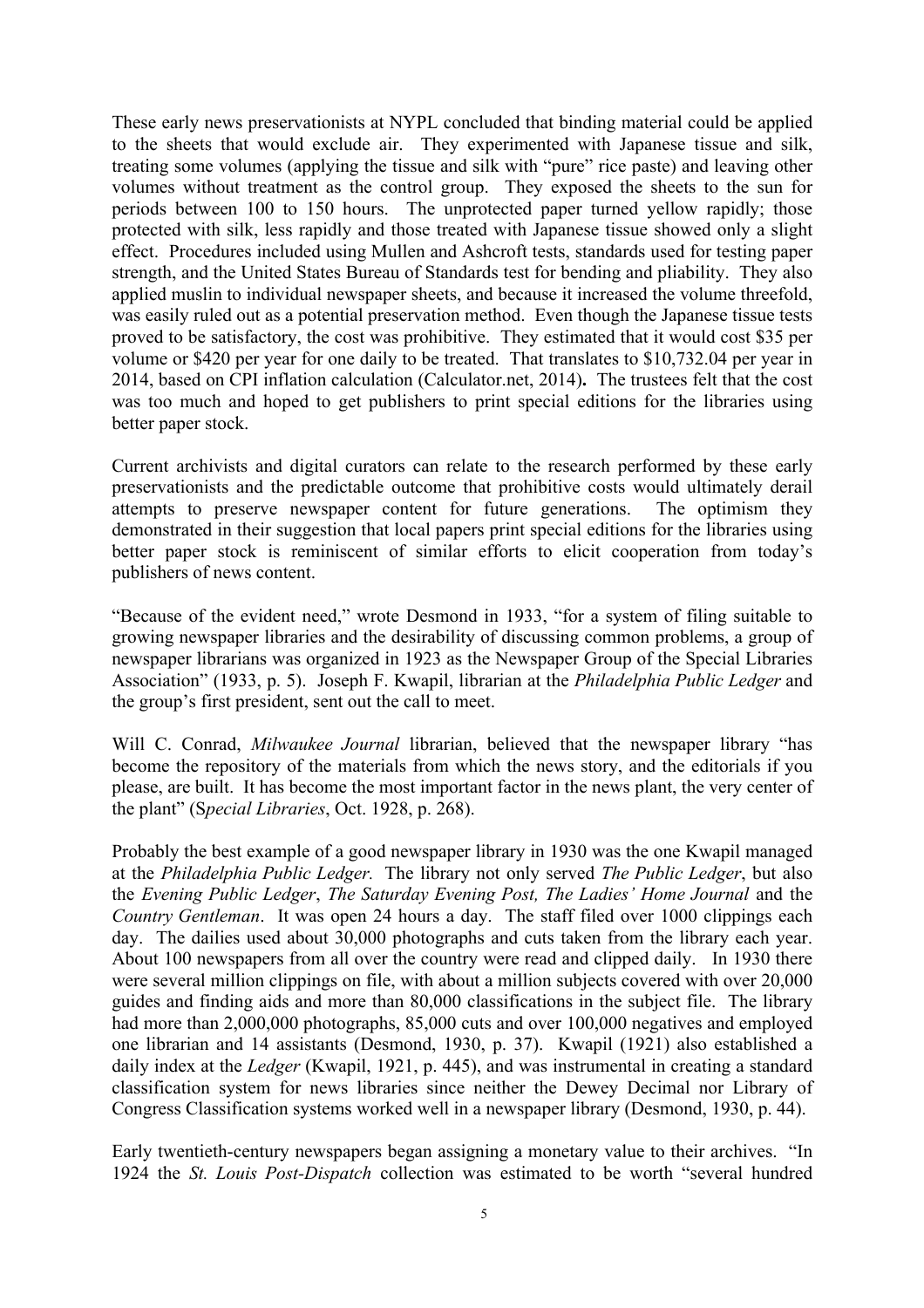These early news preservationists at NYPL concluded that binding material could be applied to the sheets that would exclude air. They experimented with Japanese tissue and silk, treating some volumes (applying the tissue and silk with "pure" rice paste) and leaving other volumes without treatment as the control group. They exposed the sheets to the sun for periods between 100 to 150 hours. The unprotected paper turned yellow rapidly; those protected with silk, less rapidly and those treated with Japanese tissue showed only a slight effect. Procedures included using Mullen and Ashcroft tests, standards used for testing paper strength, and the United States Bureau of Standards test for bending and pliability. They also applied muslin to individual newspaper sheets, and because it increased the volume threefold, was easily ruled out as a potential preservation method. Even though the Japanese tissue tests proved to be satisfactory, the cost was prohibitive. They estimated that it would cost $35 per volume or $420 per year for one daily to be treated. That translates to $10,732.04 per year in 2014, based on CPI inflation calculation (Calculator.net, 2014)**.** The trustees felt that the cost was too much and hoped to get publishers to print special editions for the libraries using better paper stock.

Current archivists and digital curators can relate to the research performed by these early preservationists and the predictable outcome that prohibitive costs would ultimately derail attempts to preserve newspaper content for future generations. The optimism they demonstrated in their suggestion that local papers print special editions for the libraries using better paper stock is reminiscent of similar efforts to elicit cooperation from today's publishers of news content.

"Because of the evident need," wrote Desmond in 1933, "for a system of filing suitable to growing newspaper libraries and the desirability of discussing common problems, a group of newspaper librarians was organized in 1923 as the Newspaper Group of the Special Libraries Association" (1933, p. 5). Joseph F. Kwapil, librarian at the *Philadelphia Public Ledger* and the group's first president, sent out the call to meet.

Will C. Conrad, *Milwaukee Journal* librarian, believed that the newspaper library "has become the repository of the materials from which the news story, and the editorials if you please, are built. It has become the most important factor in the news plant, the very center of the plant" (S*pecial Libraries*, Oct. 1928, p. 268).

Probably the best example of a good newspaper library in 1930 was the one Kwapil managed at the *Philadelphia Public Ledger.* The library not only served *The Public Ledger*, but also the *Evening Public Ledger*, *The Saturday Evening Post, The Ladies' Home Journal* and the *Country Gentleman*. It was open 24 hours a day. The staff filed over 1000 clippings each day. The dailies used about 30,000 photographs and cuts taken from the library each year. About 100 newspapers from all over the country were read and clipped daily. In 1930 there were several million clippings on file, with about a million subjects covered with over 20,000 guides and finding aids and more than 80,000 classifications in the subject file. The library had more than 2,000,000 photographs, 85,000 cuts and over 100,000 negatives and employed one librarian and 14 assistants (Desmond, 1930, p. 37). Kwapil (1921) also established a daily index at the *Ledger* (Kwapil, 1921, p. 445), and was instrumental in creating a standard classification system for news libraries since neither the Dewey Decimal nor Library of Congress Classification systems worked well in a newspaper library (Desmond, 1930, p. 44).

Early twentieth-century newspapers began assigning a monetary value to their archives. "In 1924 the *St. Louis Post-Dispatch* collection was estimated to be worth "several hundred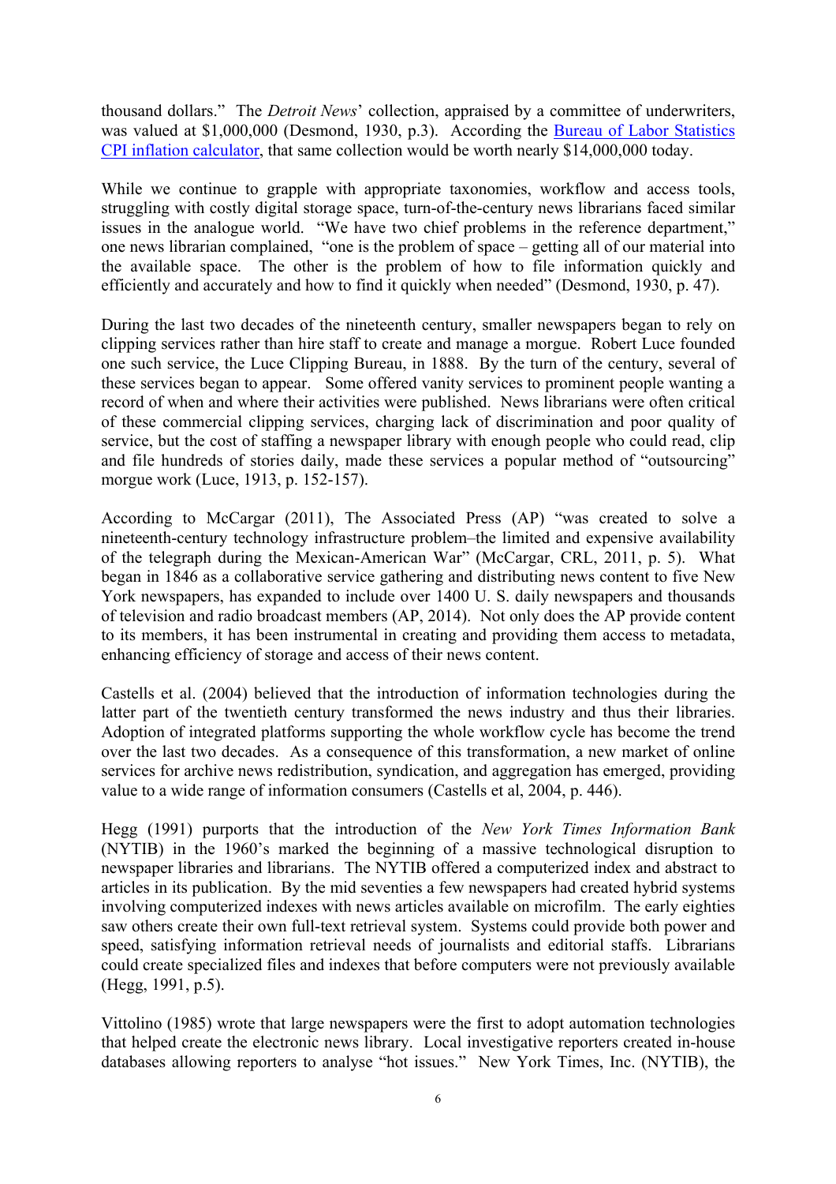thousand dollars." The *Detroit News*' collection, appraised by a committee of underwriters, was valued at $1,000,000 (Desmond, 1930, p.3). According the Bureau of Labor Statistics CPI inflation calculator, that same collection would be worth nearly $14,000,000 today.

While we continue to grapple with appropriate taxonomies, workflow and access tools, struggling with costly digital storage space, turn-of-the-century news librarians faced similar issues in the analogue world. "We have two chief problems in the reference department," one news librarian complained, "one is the problem of space – getting all of our material into the available space. The other is the problem of how to file information quickly and efficiently and accurately and how to find it quickly when needed" (Desmond, 1930, p. 47).

During the last two decades of the nineteenth century, smaller newspapers began to rely on clipping services rather than hire staff to create and manage a morgue. Robert Luce founded one such service, the Luce Clipping Bureau, in 1888. By the turn of the century, several of these services began to appear. Some offered vanity services to prominent people wanting a record of when and where their activities were published. News librarians were often critical of these commercial clipping services, charging lack of discrimination and poor quality of service, but the cost of staffing a newspaper library with enough people who could read, clip and file hundreds of stories daily, made these services a popular method of "outsourcing" morgue work (Luce, 1913, p. 152-157).

According to McCargar (2011), The Associated Press (AP) "was created to solve a nineteenth-century technology infrastructure problem–the limited and expensive availability of the telegraph during the Mexican-American War" (McCargar, CRL, 2011, p. 5). What began in 1846 as a collaborative service gathering and distributing news content to five New York newspapers, has expanded to include over 1400 U. S. daily newspapers and thousands of television and radio broadcast members (AP, 2014). Not only does the AP provide content to its members, it has been instrumental in creating and providing them access to metadata, enhancing efficiency of storage and access of their news content.

Castells et al. (2004) believed that the introduction of information technologies during the latter part of the twentieth century transformed the news industry and thus their libraries. Adoption of integrated platforms supporting the whole workflow cycle has become the trend over the last two decades. As a consequence of this transformation, a new market of online services for archive news redistribution, syndication, and aggregation has emerged, providing value to a wide range of information consumers (Castells et al, 2004, p. 446).

Hegg (1991) purports that the introduction of the *New York Times Information Bank* (NYTIB) in the 1960's marked the beginning of a massive technological disruption to newspaper libraries and librarians. The NYTIB offered a computerized index and abstract to articles in its publication. By the mid seventies a few newspapers had created hybrid systems involving computerized indexes with news articles available on microfilm. The early eighties saw others create their own full-text retrieval system. Systems could provide both power and speed, satisfying information retrieval needs of journalists and editorial staffs. Librarians could create specialized files and indexes that before computers were not previously available (Hegg, 1991, p.5).

Vittolino (1985) wrote that large newspapers were the first to adopt automation technologies that helped create the electronic news library. Local investigative reporters created in-house databases allowing reporters to analyse "hot issues." New York Times, Inc. (NYTIB), the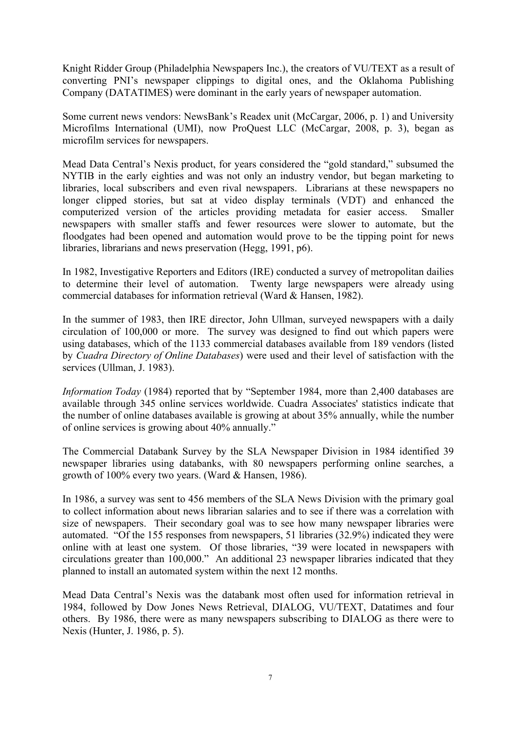Knight Ridder Group (Philadelphia Newspapers Inc.), the creators of VU/TEXT as a result of converting PNI's newspaper clippings to digital ones, and the Oklahoma Publishing Company (DATATIMES) were dominant in the early years of newspaper automation.

Some current news vendors: NewsBank's Readex unit (McCargar, 2006, p. 1) and University Microfilms International (UMI), now ProQuest LLC (McCargar, 2008, p. 3), began as microfilm services for newspapers.

Mead Data Central's Nexis product, for years considered the "gold standard," subsumed the NYTIB in the early eighties and was not only an industry vendor, but began marketing to libraries, local subscribers and even rival newspapers. Librarians at these newspapers no longer clipped stories, but sat at video display terminals (VDT) and enhanced the computerized version of the articles providing metadata for easier access. Smaller newspapers with smaller staffs and fewer resources were slower to automate, but the floodgates had been opened and automation would prove to be the tipping point for news libraries, librarians and news preservation (Hegg, 1991, p6).

In 1982, Investigative Reporters and Editors (IRE) conducted a survey of metropolitan dailies to determine their level of automation. Twenty large newspapers were already using commercial databases for information retrieval (Ward & Hansen, 1982).

In the summer of 1983, then IRE director, John Ullman, surveyed newspapers with a daily circulation of 100,000 or more. The survey was designed to find out which papers were using databases, which of the 1133 commercial databases available from 189 vendors (listed by *Cuadra Directory of Online Databases*) were used and their level of satisfaction with the services (Ullman, J. 1983).

*Information Today* (1984) reported that by "September 1984, more than 2,400 databases are available through 345 online services worldwide. Cuadra Associates' statistics indicate that the number of online databases available is growing at about 35% annually, while the number of online services is growing about 40% annually."

The Commercial Databank Survey by the SLA Newspaper Division in 1984 identified 39 newspaper libraries using databanks, with 80 newspapers performing online searches, a growth of 100% every two years. (Ward & Hansen, 1986).

In 1986, a survey was sent to 456 members of the SLA News Division with the primary goal to collect information about news librarian salaries and to see if there was a correlation with size of newspapers. Their secondary goal was to see how many newspaper libraries were automated. "Of the 155 responses from newspapers, 51 libraries (32.9%) indicated they were online with at least one system. Of those libraries, "39 were located in newspapers with circulations greater than 100,000." An additional 23 newspaper libraries indicated that they planned to install an automated system within the next 12 months.

Mead Data Central's Nexis was the databank most often used for information retrieval in 1984, followed by Dow Jones News Retrieval, DIALOG, VU/TEXT, Datatimes and four others. By 1986, there were as many newspapers subscribing to DIALOG as there were to Nexis (Hunter, J. 1986, p. 5).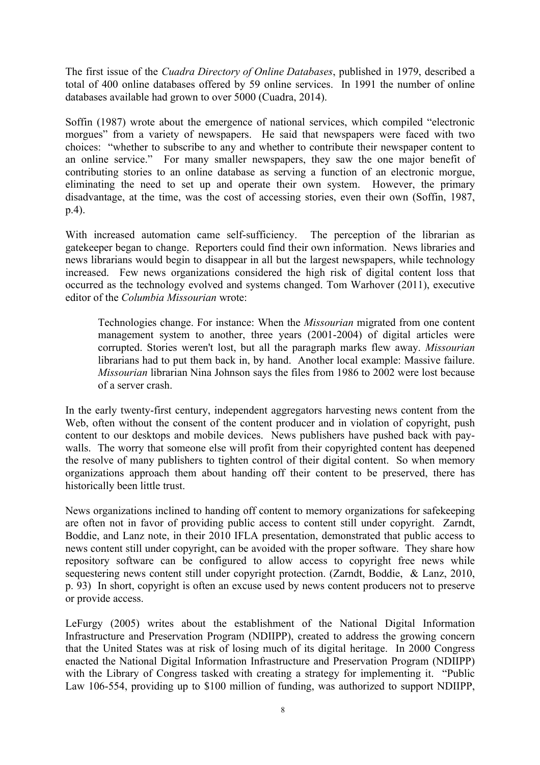The first issue of the *Cuadra Directory of Online Databases*, published in 1979, described a total of 400 online databases offered by 59 online services. In 1991 the number of online databases available had grown to over 5000 (Cuadra, 2014).

Soffin (1987) wrote about the emergence of national services, which compiled "electronic morgues" from a variety of newspapers. He said that newspapers were faced with two choices: "whether to subscribe to any and whether to contribute their newspaper content to an online service." For many smaller newspapers, they saw the one major benefit of contributing stories to an online database as serving a function of an electronic morgue, eliminating the need to set up and operate their own system. However, the primary disadvantage, at the time, was the cost of accessing stories, even their own (Soffin, 1987, p.4).

With increased automation came self-sufficiency. The perception of the librarian as gatekeeper began to change. Reporters could find their own information. News libraries and news librarians would begin to disappear in all but the largest newspapers, while technology increased. Few news organizations considered the high risk of digital content loss that occurred as the technology evolved and systems changed. Tom Warhover (2011), executive editor of the *Columbia Missourian* wrote:

> Technologies change. For instance: When the *Missourian* migrated from one content management system to another, three years (2001-2004) of digital articles were corrupted. Stories weren't lost, but all the paragraph marks flew away. *Missourian* librarians had to put them back in, by hand. Another local example: Massive failure. *Missourian* librarian Nina Johnson says the files from 1986 to 2002 were lost because of a server crash.

In the early twenty-first century, independent aggregators harvesting news content from the Web, often without the consent of the content producer and in violation of copyright, push content to our desktops and mobile devices. News publishers have pushed back with pay-walls. The worry that someone else will profit from their copyrighted content has deepened the resolve of many publishers to tighten control of their digital content. So when memory organizations approach them about handing off their content to be preserved, there has historically been little trust.

News organizations inclined to handing off content to memory organizations for safekeeping are often not in favor of providing public access to content still under copyright. Zarndt, Boddie, and Lanz note, in their 2010 IFLA presentation, demonstrated that public access to news content still under copyright, can be avoided with the proper software. They share how repository software can be configured to allow access to copyright free news while sequestering news content still under copyright protection. (Zarndt, Boddie, & Lanz, 2010, p. 93) In short, copyright is often an excuse used by news content producers not to preserve or provide access.

LeFurgy (2005) writes about the establishment of the National Digital Information Infrastructure and Preservation Program (NDIIPP), created to address the growing concern that the United States was at risk of losing much of its digital heritage. In 2000 Congress enacted the National Digital Information Infrastructure and Preservation Program (NDIIPP) with the Library of Congress tasked with creating a strategy for implementing it. "Public Law 106-554, providing up to $100 million of funding, was authorized to support NDIIPP,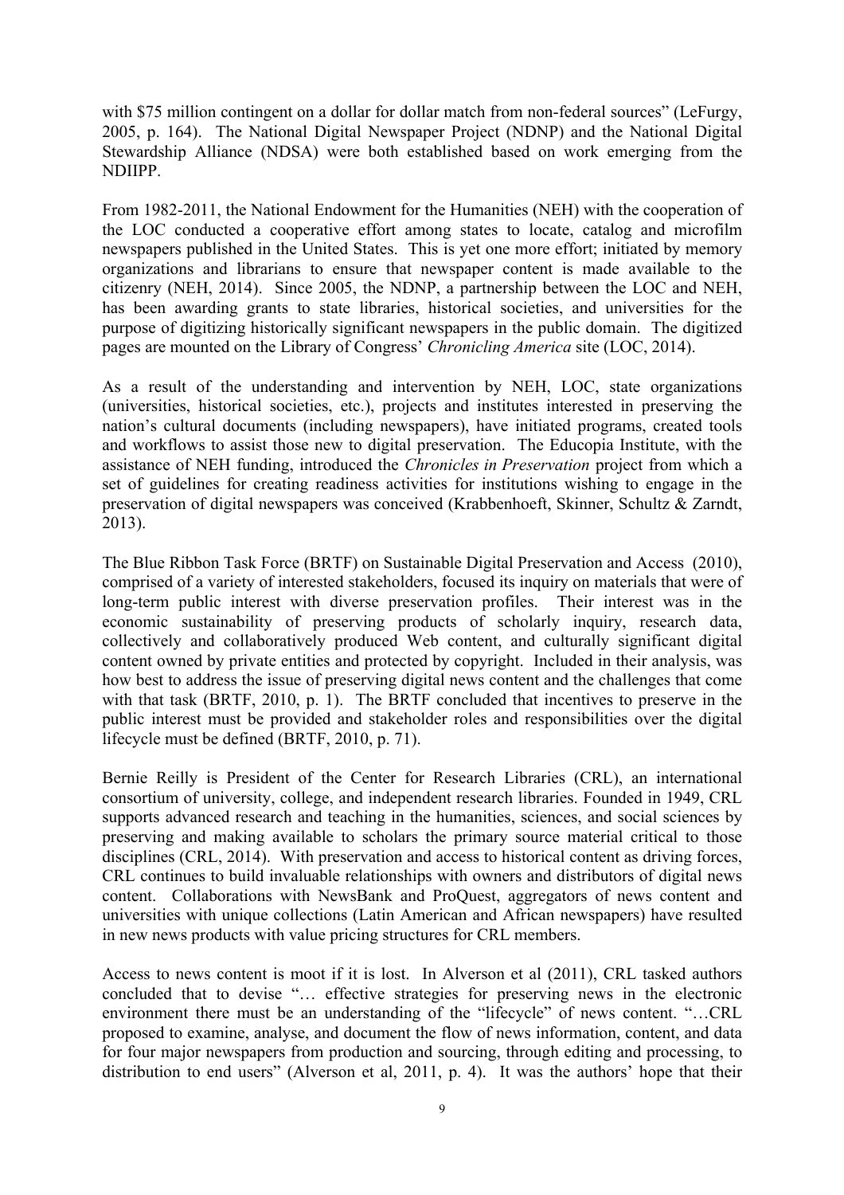with $75 million contingent on a dollar for dollar match from non-federal sources" (LeFurgy, 2005, p. 164). The National Digital Newspaper Project (NDNP) and the National Digital Stewardship Alliance (NDSA) were both established based on work emerging from the NDIIPP.

From 1982-2011, the National Endowment for the Humanities (NEH) with the cooperation of the LOC conducted a cooperative effort among states to locate, catalog and microfilm newspapers published in the United States. This is yet one more effort; initiated by memory organizations and librarians to ensure that newspaper content is made available to the citizenry (NEH, 2014). Since 2005, the NDNP, a partnership between the LOC and NEH, has been awarding grants to state libraries, historical societies, and universities for the purpose of digitizing historically significant newspapers in the public domain. The digitized pages are mounted on the Library of Congress' *Chronicling America* site (LOC, 2014).

As a result of the understanding and intervention by NEH, LOC, state organizations (universities, historical societies, etc.), projects and institutes interested in preserving the nation's cultural documents (including newspapers), have initiated programs, created tools and workflows to assist those new to digital preservation. The Educopia Institute, with the assistance of NEH funding, introduced the *Chronicles in Preservation* project from which a set of guidelines for creating readiness activities for institutions wishing to engage in the preservation of digital newspapers was conceived (Krabbenhoeft, Skinner, Schultz & Zarndt, 2013).

The Blue Ribbon Task Force (BRTF) on Sustainable Digital Preservation and Access (2010), comprised of a variety of interested stakeholders, focused its inquiry on materials that were of long-term public interest with diverse preservation profiles. Their interest was in the economic sustainability of preserving products of scholarly inquiry, research data, collectively and collaboratively produced Web content, and culturally significant digital content owned by private entities and protected by copyright. Included in their analysis, was how best to address the issue of preserving digital news content and the challenges that come with that task (BRTF, 2010, p. 1). The BRTF concluded that incentives to preserve in the public interest must be provided and stakeholder roles and responsibilities over the digital lifecycle must be defined (BRTF, 2010, p. 71).

Bernie Reilly is President of the Center for Research Libraries (CRL), an international consortium of university, college, and independent research libraries. Founded in 1949, CRL supports advanced research and teaching in the humanities, sciences, and social sciences by preserving and making available to scholars the primary source material critical to those disciplines (CRL, 2014). With preservation and access to historical content as driving forces, CRL continues to build invaluable relationships with owners and distributors of digital news content. Collaborations with NewsBank and ProQuest, aggregators of news content and universities with unique collections (Latin American and African newspapers) have resulted in new news products with value pricing structures for CRL members.

Access to news content is moot if it is lost. In Alverson et al (2011), CRL tasked authors concluded that to devise "… effective strategies for preserving news in the electronic environment there must be an understanding of the "lifecycle" of news content. "…CRL proposed to examine, analyse, and document the flow of news information, content, and data for four major newspapers from production and sourcing, through editing and processing, to distribution to end users" (Alverson et al, 2011, p. 4). It was the authors' hope that their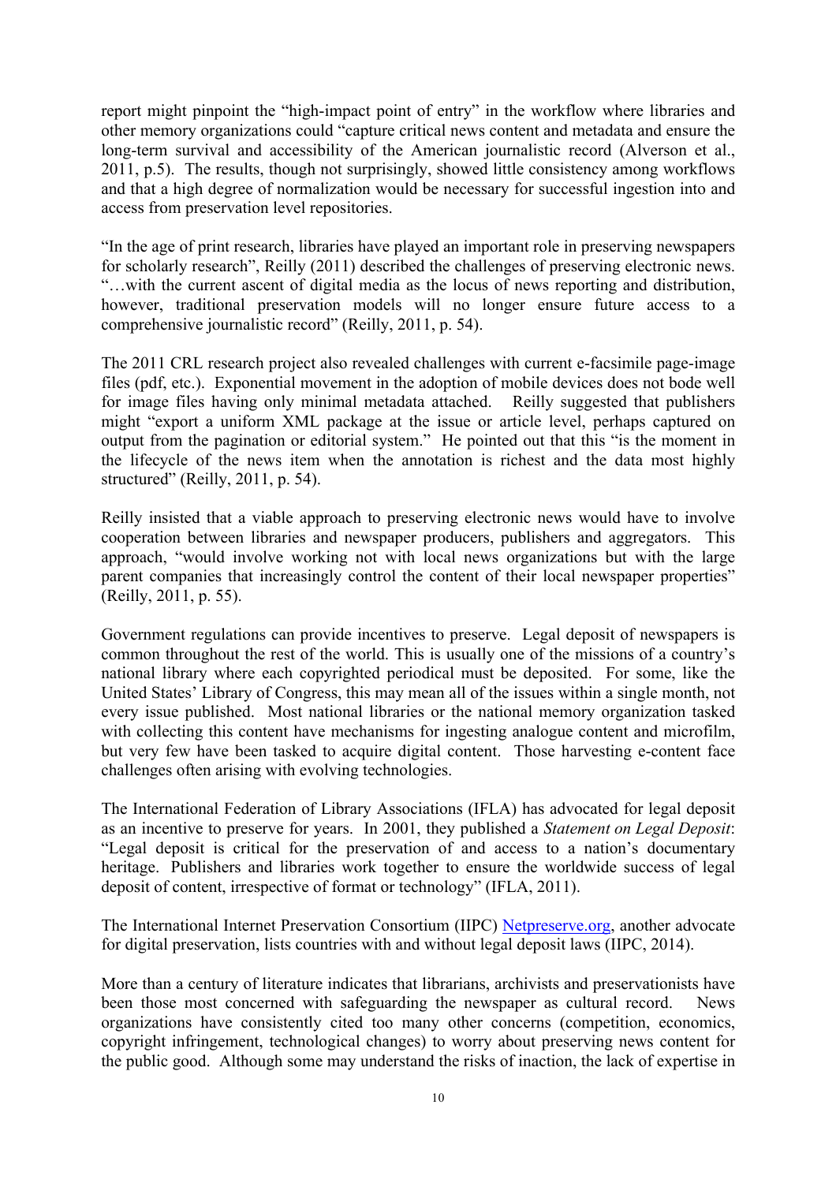report might pinpoint the "high-impact point of entry" in the workflow where libraries and other memory organizations could "capture critical news content and metadata and ensure the long-term survival and accessibility of the American journalistic record (Alverson et al., 2011, p.5). The results, though not surprisingly, showed little consistency among workflows and that a high degree of normalization would be necessary for successful ingestion into and access from preservation level repositories.

"In the age of print research, libraries have played an important role in preserving newspapers for scholarly research", Reilly (2011) described the challenges of preserving electronic news. "…with the current ascent of digital media as the locus of news reporting and distribution, however, traditional preservation models will no longer ensure future access to a comprehensive journalistic record" (Reilly, 2011, p. 54).

The 2011 CRL research project also revealed challenges with current e-facsimile page-image files (pdf, etc.). Exponential movement in the adoption of mobile devices does not bode well for image files having only minimal metadata attached. Reilly suggested that publishers might "export a uniform XML package at the issue or article level, perhaps captured on output from the pagination or editorial system." He pointed out that this "is the moment in the lifecycle of the news item when the annotation is richest and the data most highly structured" (Reilly, 2011, p. 54).

Reilly insisted that a viable approach to preserving electronic news would have to involve cooperation between libraries and newspaper producers, publishers and aggregators. This approach, "would involve working not with local news organizations but with the large parent companies that increasingly control the content of their local newspaper properties" (Reilly, 2011, p. 55).

Government regulations can provide incentives to preserve. Legal deposit of newspapers is common throughout the rest of the world. This is usually one of the missions of a country's national library where each copyrighted periodical must be deposited. For some, like the United States' Library of Congress, this may mean all of the issues within a single month, not every issue published. Most national libraries or the national memory organization tasked with collecting this content have mechanisms for ingesting analogue content and microfilm, but very few have been tasked to acquire digital content. Those harvesting e-content face challenges often arising with evolving technologies.

The International Federation of Library Associations (IFLA) has advocated for legal deposit as an incentive to preserve for years. In 2001, they published a *Statement on Legal Deposit*: "Legal deposit is critical for the preservation of and access to a nation's documentary heritage. Publishers and libraries work together to ensure the worldwide success of legal deposit of content, irrespective of format or technology" (IFLA, 2011).

The International Internet Preservation Consortium (IIPC) [Netpreserve.org](Netpreserve.org), another advocate for digital preservation, lists countries with and without legal deposit laws (IIPC, 2014).

More than a century of literature indicates that librarians, archivists and preservationists have been those most concerned with safeguarding the newspaper as cultural record. News organizations have consistently cited too many other concerns (competition, economics, copyright infringement, technological changes) to worry about preserving news content for the public good. Although some may understand the risks of inaction, the lack of expertise in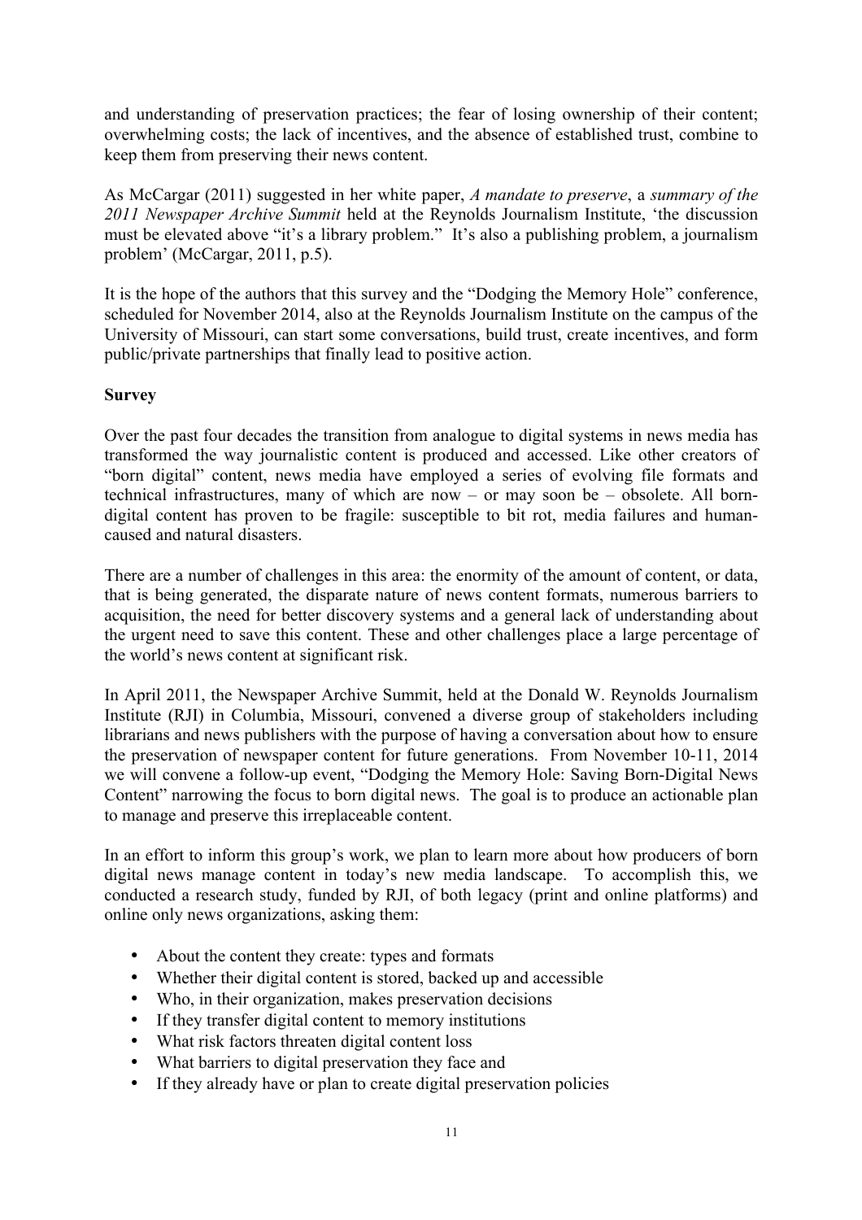and understanding of preservation practices; the fear of losing ownership of their content; overwhelming costs; the lack of incentives, and the absence of established trust, combine to keep them from preserving their news content.

As McCargar (2011) suggested in her white paper, *A mandate to preserve*, a *summary of the 2011 Newspaper Archive Summit* held at the Reynolds Journalism Institute, 'the discussion must be elevated above "it's a library problem." It's also a publishing problem, a journalism problem' (McCargar, 2011, p.5).

It is the hope of the authors that this survey and the "Dodging the Memory Hole" conference, scheduled for November 2014, also at the Reynolds Journalism Institute on the campus of the University of Missouri, can start some conversations, build trust, create incentives, and form public/private partnerships that finally lead to positive action.

**Survey**

Over the past four decades the transition from analogue to digital systems in news media has transformed the way journalistic content is produced and accessed. Like other creators of "born digital" content, news media have employed a series of evolving file formats and technical infrastructures, many of which are now – or may soon be – obsolete. All born-digital content has proven to be fragile: susceptible to bit rot, media failures and human-caused and natural disasters.

There are a number of challenges in this area: the enormity of the amount of content, or data, that is being generated, the disparate nature of news content formats, numerous barriers to acquisition, the need for better discovery systems and a general lack of understanding about the urgent need to save this content. These and other challenges place a large percentage of the world's news content at significant risk.

In April 2011, the Newspaper Archive Summit, held at the Donald W. Reynolds Journalism Institute (RJI) in Columbia, Missouri, convened a diverse group of stakeholders including librarians and news publishers with the purpose of having a conversation about how to ensure the preservation of newspaper content for future generations. From November 10-11, 2014 we will convene a follow-up event, "Dodging the Memory Hole: Saving Born-Digital News Content" narrowing the focus to born digital news. The goal is to produce an actionable plan to manage and preserve this irreplaceable content.

In an effort to inform this group's work, we plan to learn more about how producers of born digital news manage content in today's new media landscape. To accomplish this, we conducted a research study, funded by RJI, of both legacy (print and online platforms) and online only news organizations, asking them:

- About the content they create: types and formats
- Whether their digital content is stored, backed up and accessible
- Who, in their organization, makes preservation decisions
- If they transfer digital content to memory institutions
- What risk factors threaten digital content loss
- What barriers to digital preservation they face and
- If they already have or plan to create digital preservation policies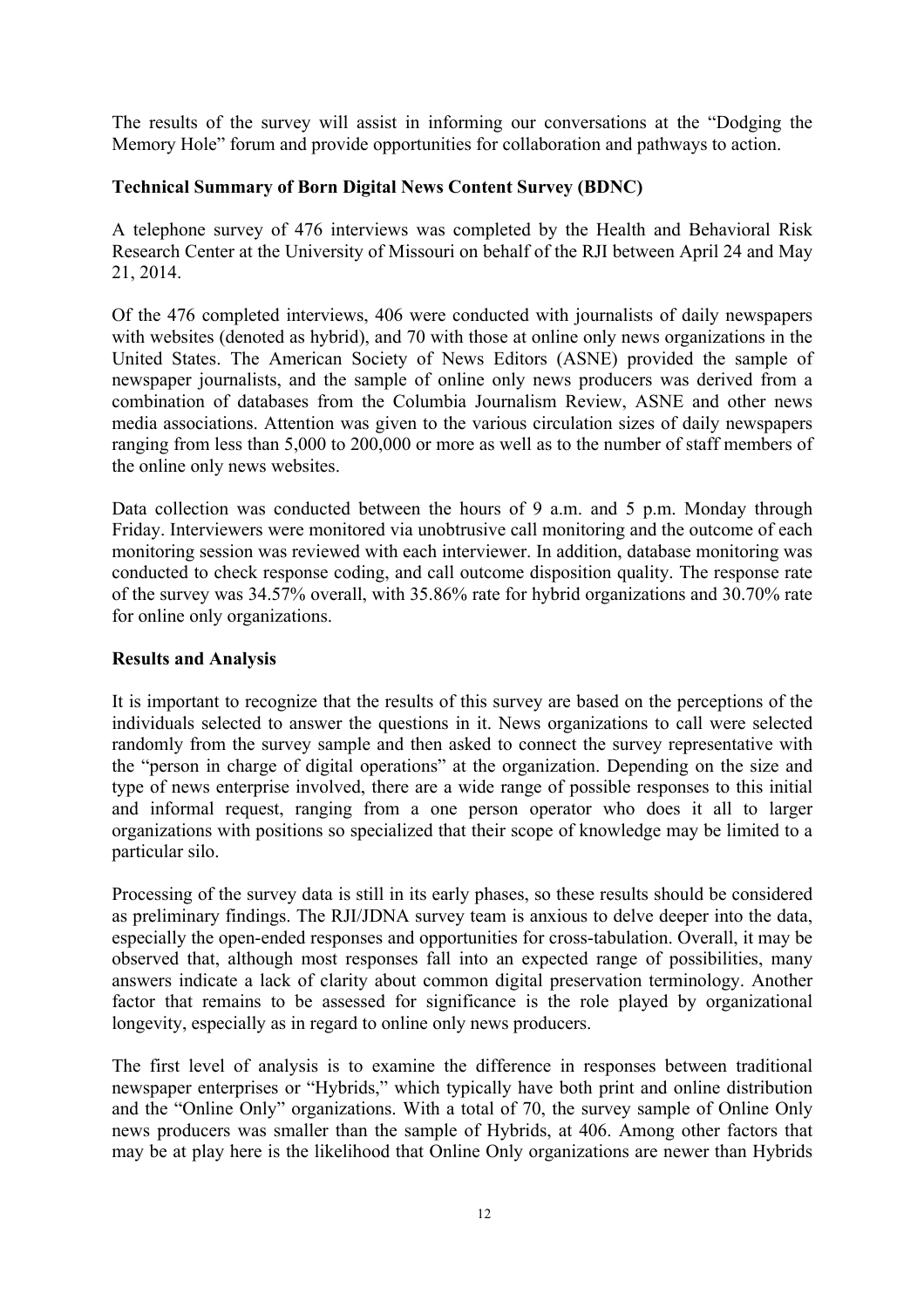The results of the survey will assist in informing our conversations at the "Dodging the Memory Hole" forum and provide opportunities for collaboration and pathways to action.

**Technical Summary of Born Digital News Content Survey (BDNC)**

A telephone survey of 476 interviews was completed by the Health and Behavioral Risk Research Center at the University of Missouri on behalf of the RJI between April 24 and May 21, 2014.

Of the 476 completed interviews, 406 were conducted with journalists of daily newspapers with websites (denoted as hybrid), and 70 with those at online only news organizations in the United States. The American Society of News Editors (ASNE) provided the sample of newspaper journalists, and the sample of online only news producers was derived from a combination of databases from the Columbia Journalism Review, ASNE and other news media associations. Attention was given to the various circulation sizes of daily newspapers ranging from less than 5,000 to 200,000 or more as well as to the number of staff members of the online only news websites.

Data collection was conducted between the hours of 9 a.m. and 5 p.m. Monday through Friday. Interviewers were monitored via unobtrusive call monitoring and the outcome of each monitoring session was reviewed with each interviewer. In addition, database monitoring was conducted to check response coding, and call outcome disposition quality. The response rate of the survey was 34.57% overall, with 35.86% rate for hybrid organizations and 30.70% rate for online only organizations.

**Results and Analysis**

It is important to recognize that the results of this survey are based on the perceptions of the individuals selected to answer the questions in it. News organizations to call were selected randomly from the survey sample and then asked to connect the survey representative with the "person in charge of digital operations" at the organization. Depending on the size and type of news enterprise involved, there are a wide range of possible responses to this initial and informal request, ranging from a one person operator who does it all to larger organizations with positions so specialized that their scope of knowledge may be limited to a particular silo.

Processing of the survey data is still in its early phases, so these results should be considered as preliminary findings. The RJI/JDNA survey team is anxious to delve deeper into the data, especially the open-ended responses and opportunities for cross-tabulation. Overall, it may be observed that, although most responses fall into an expected range of possibilities, many answers indicate a lack of clarity about common digital preservation terminology. Another factor that remains to be assessed for significance is the role played by organizational longevity, especially as in regard to online only news producers.

The first level of analysis is to examine the difference in responses between traditional newspaper enterprises or "Hybrids," which typically have both print and online distribution and the "Online Only" organizations. With a total of 70, the survey sample of Online Only news producers was smaller than the sample of Hybrids, at 406. Among other factors that may be at play here is the likelihood that Online Only organizations are newer than Hybrids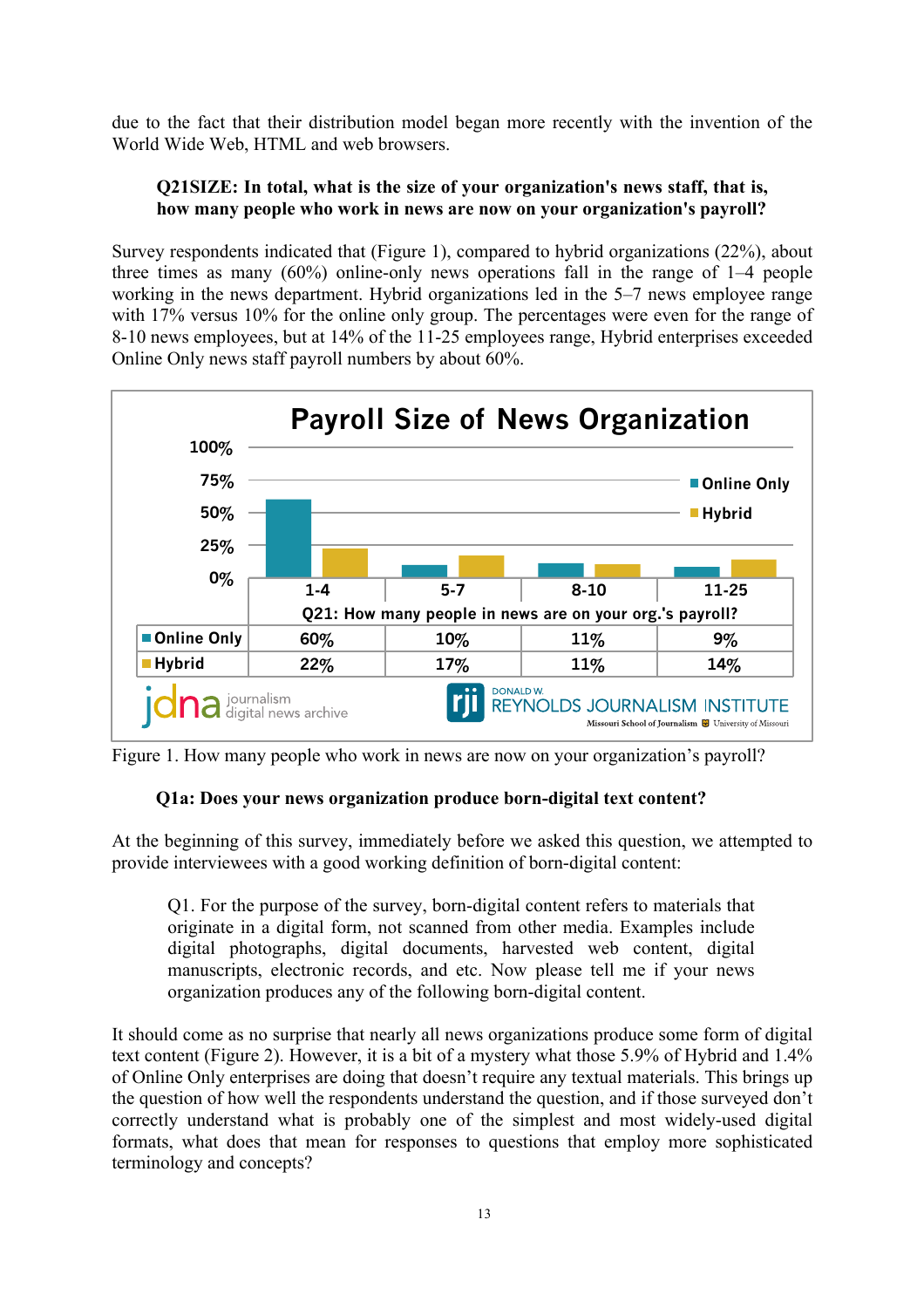due to the fact that their distribution model began more recently with the invention of the World Wide Web, HTML and web browsers.

**Q21SIZE: In total, what is the size of your organization's news staff, that is, how many people who work in news are now on your organization's payroll?**

Survey respondents indicated that (Figure 1), compared to hybrid organizations (22%), about three times as many (60%) online-only news operations fall in the range of 1–4 people working in the news department. Hybrid organizations led in the 5–7 news employee range with 17% versus 10% for the online only group. The percentages were even for the range of 8-10 news employees, but at 14% of the 11-25 employees range, Hybrid enterprises exceeded Online Only news staff payroll numbers by about 60%.

**Payroll Size of News Organization**

| Q21: How many people in news are on your org.'s payroll? | 1-4 | 5-7 | 8-10 | 11-25 |
|---|---|---|---|---|
| Online Only | 60% | 10% | 11% | 9% |
| Hybrid | 22% | 17% | 11% | 14% |

jdna journalism digital news archive — Donald W. Reynolds Journalism Institute, Missouri School of Journalism, University of Missouri

Figure 1. How many people who work in news are now on your organization's payroll?

**Q1a: Does your news organization produce born-digital text content?**

At the beginning of this survey, immediately before we asked this question, we attempted to provide interviewees with a good working definition of born-digital content:

> Q1. For the purpose of the survey, born-digital content refers to materials that originate in a digital form, not scanned from other media. Examples include digital photographs, digital documents, harvested web content, digital manuscripts, electronic records, and etc. Now please tell me if your news organization produces any of the following born-digital content.

It should come as no surprise that nearly all news organizations produce some form of digital text content (Figure 2). However, it is a bit of a mystery what those 5.9% of Hybrid and 1.4% of Online Only enterprises are doing that doesn't require any textual materials. This brings up the question of how well the respondents understand the question, and if those surveyed don't correctly understand what is probably one of the simplest and most widely-used digital formats, what does that mean for responses to questions that employ more sophisticated terminology and concepts?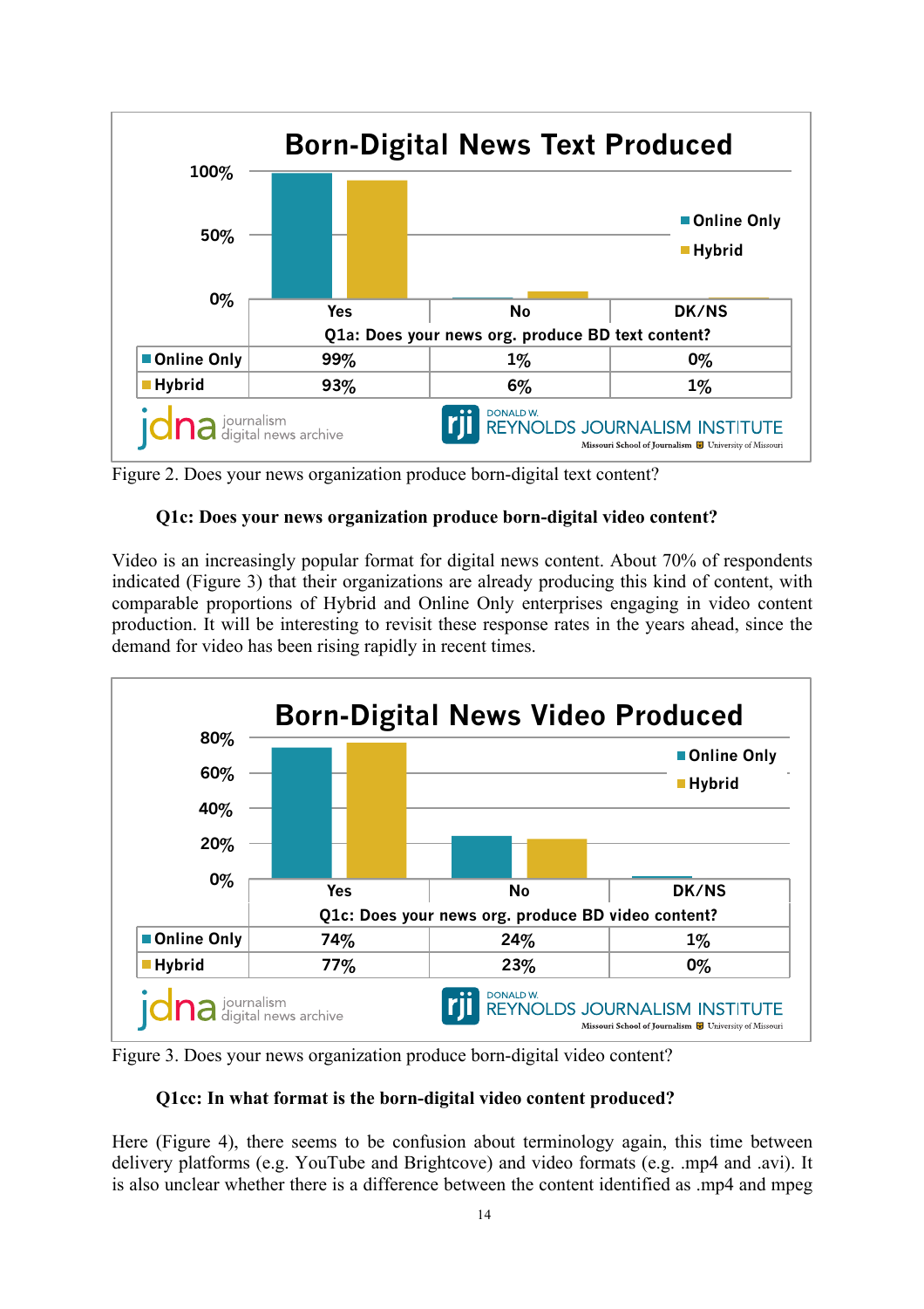## Born-Digital News Text Produced

| | Yes | No | DK/NS |
|---|---|---|---|
| Q1a: Does your news org. produce BD text content? | | | |
| Online Only | 99% | 1% | 0% |
| Hybrid | 93% | 6% | 1% |

Figure 2. Does your news organization produce born-digital text content?

**Q1c: Does your news organization produce born-digital video content?**

Video is an increasingly popular format for digital news content. About 70% of respondents indicated (Figure 3) that their organizations are already producing this kind of content, with comparable proportions of Hybrid and Online Only enterprises engaging in video content production. It will be interesting to revisit these response rates in the years ahead, since the demand for video has been rising rapidly in recent times.

## Born-Digital News Video Produced

| | Yes | No | DK/NS |
|---|---|---|---|
| Q1c: Does your news org. produce BD video content? | | | |
| Online Only | 74% | 24% | 1% |
| Hybrid | 77% | 23% | 0% |

Figure 3. Does your news organization produce born-digital video content?

**Q1cc: In what format is the born-digital video content produced?**

Here (Figure 4), there seems to be confusion about terminology again, this time between delivery platforms (e.g. YouTube and Brightcove) and video formats (e.g. .mp4 and .avi). It is also unclear whether there is a difference between the content identified as .mp4 and mpeg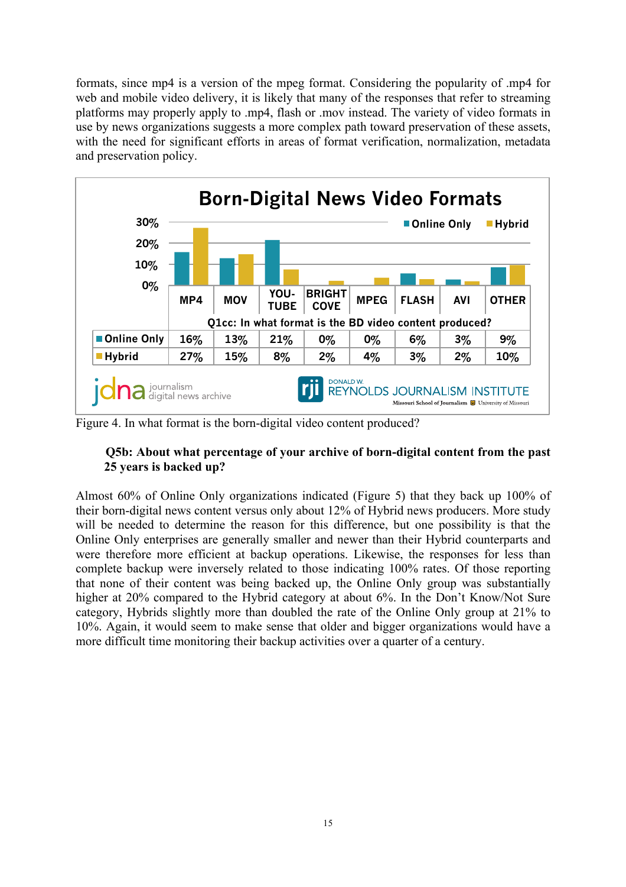formats, since mp4 is a version of the mpeg format. Considering the popularity of .mp4 for web and mobile video delivery, it is likely that many of the responses that refer to streaming platforms may properly apply to .mp4, flash or .mov instead. The variety of video formats in use by news organizations suggests a more complex path toward preservation of these assets, with the need for significant efforts in areas of format verification, normalization, metadata and preservation policy.

**Born-Digital News Video Formats**

Q1cc: In what format is the BD video content produced?

| | MP4 | MOV | YOU-TUBE | BRIGHT COVE | MPEG | FLASH | AVI | OTHER |
|---|---|---|---|---|---|---|---|---|
| Online Only | 16% | 13% | 21% | 0% | 0% | 6% | 3% | 9% |
| Hybrid | 27% | 15% | 8% | 2% | 4% | 3% | 2% | 10% |

Figure 4. In what format is the born-digital video content produced?

**Q5b: About what percentage of your archive of born-digital content from the past 25 years is backed up?**

Almost 60% of Online Only organizations indicated (Figure 5) that they back up 100% of their born-digital news content versus only about 12% of Hybrid news producers. More study will be needed to determine the reason for this difference, but one possibility is that the Online Only enterprises are generally smaller and newer than their Hybrid counterparts and were therefore more efficient at backup operations. Likewise, the responses for less than complete backup were inversely related to those indicating 100% rates. Of those reporting that none of their content was being backed up, the Online Only group was substantially higher at 20% compared to the Hybrid category at about 6%. In the Don't Know/Not Sure category, Hybrids slightly more than doubled the rate of the Online Only group at 21% to 10%. Again, it would seem to make sense that older and bigger organizations would have a more difficult time monitoring their backup activities over a quarter of a century.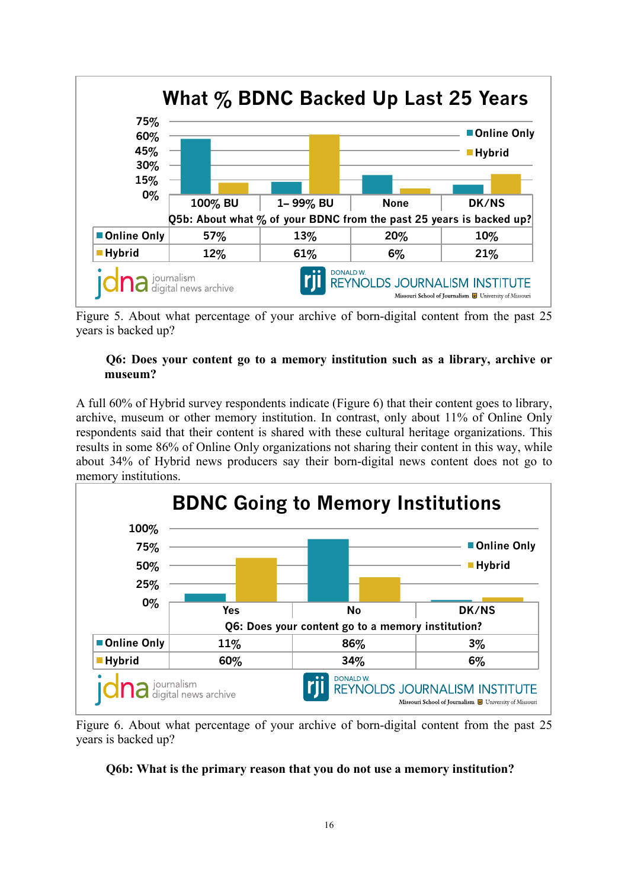## What % BDNC Backed Up Last 25 Years

| Q5b: About what % of your BDNC from the past 25 years is backed up? | 100% BU | 1– 99% BU | None | DK/NS |
|---|---|---|---|---|
| Online Only | 57% | 13% | 20% | 10% |
| Hybrid | 12% | 61% | 6% | 21% |

Figure 5. About what percentage of your archive of born-digital content from the past 25 years is backed up?

**Q6: Does your content go to a memory institution such as a library, archive or museum?**

A full 60% of Hybrid survey respondents indicate (Figure 6) that their content goes to library, archive, museum or other memory institution. In contrast, only about 11% of Online Only respondents said that their content is shared with these cultural heritage organizations. This results in some 86% of Online Only organizations not sharing their content in this way, while about 34% of Hybrid news producers say their born-digital news content does not go to memory institutions.

## BDNC Going to Memory Institutions

| Q6: Does your content go to a memory institution? | Yes | No | DK/NS |
|---|---|---|---|
| Online Only | 11% | 86% | 3% |
| Hybrid | 60% | 34% | 6% |

Figure 6. About what percentage of your archive of born-digital content from the past 25 years is backed up?

**Q6b: What is the primary reason that you do not use a memory institution?**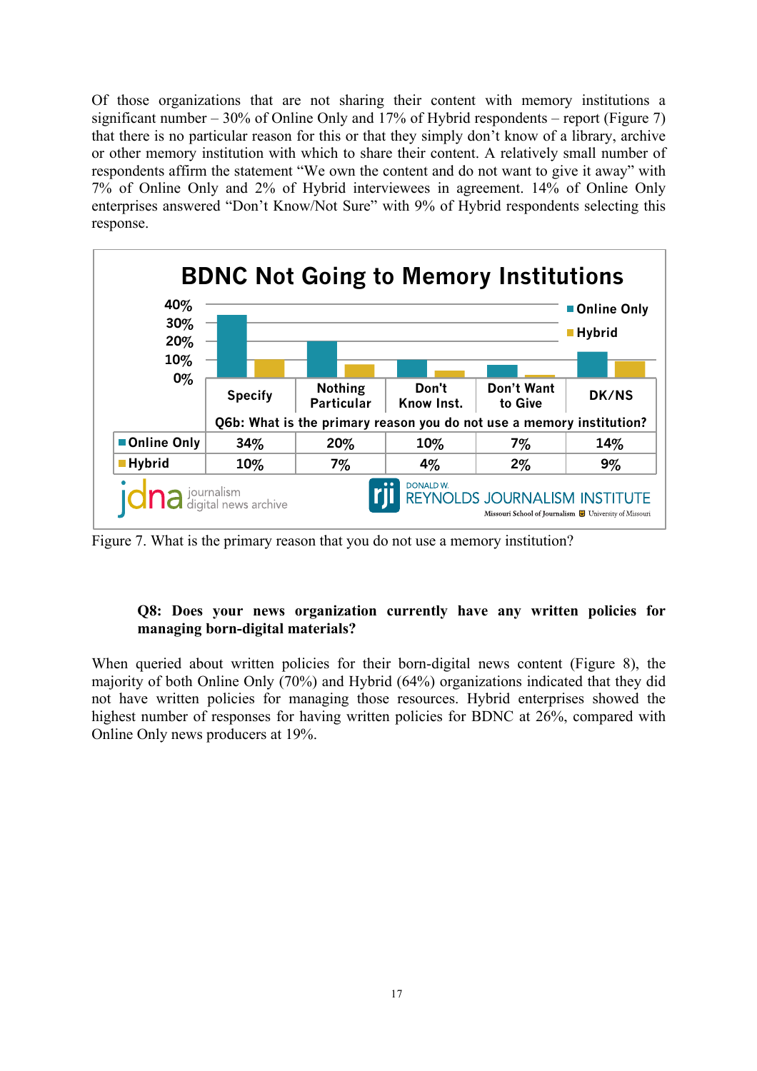Of those organizations that are not sharing their content with memory institutions a significant number – 30% of Online Only and 17% of Hybrid respondents – report (Figure 7) that there is no particular reason for this or that they simply don't know of a library, archive or other memory institution with which to share their content. A relatively small number of respondents affirm the statement "We own the content and do not want to give it away" with 7% of Online Only and 2% of Hybrid interviewees in agreement. 14% of Online Only enterprises answered "Don't Know/Not Sure" with 9% of Hybrid respondents selecting this response.

**BDNC Not Going to Memory Institutions**

Q6b: What is the primary reason you do not use a memory institution?

| | Specify | Nothing Particular | Don't Know Inst. | Don't Want to Give | DK/NS |
|---|---|---|---|---|---|
| Online Only | 34% | 20% | 10% | 7% | 14% |
| Hybrid | 10% | 7% | 4% | 2% | 9% |

Figure 7. What is the primary reason that you do not use a memory institution?

**Q8: Does your news organization currently have any written policies for managing born-digital materials?**

When queried about written policies for their born-digital news content (Figure 8), the majority of both Online Only (70%) and Hybrid (64%) organizations indicated that they did not have written policies for managing those resources. Hybrid enterprises showed the highest number of responses for having written policies for BDNC at 26%, compared with Online Only news producers at 19%.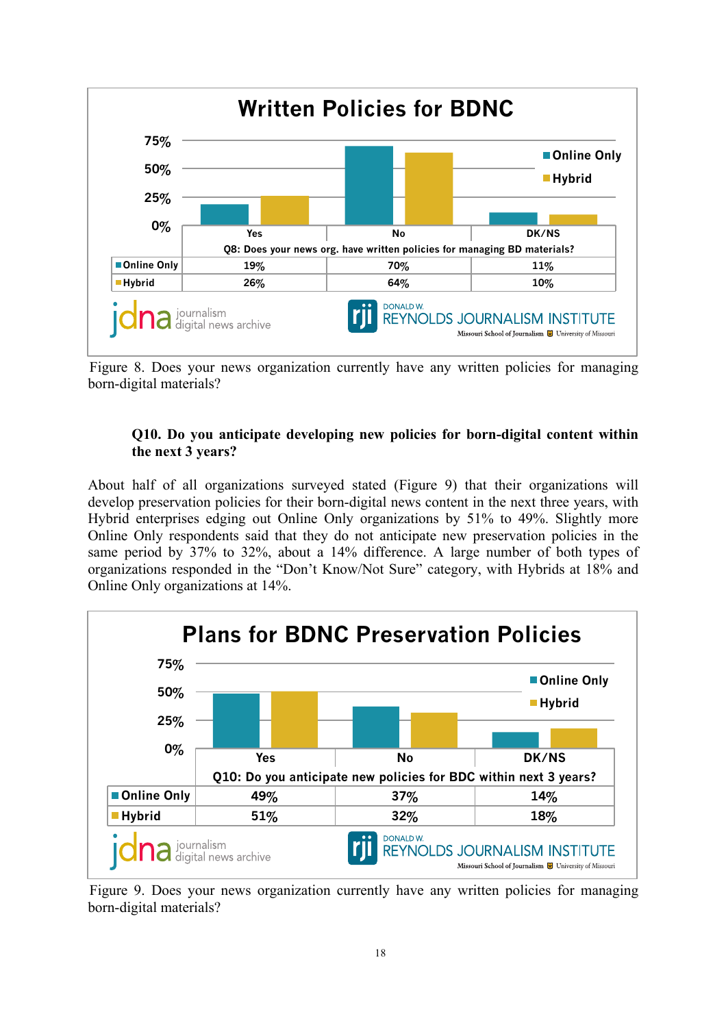**Written Policies for BDNC**

| Q8: Does your news org. have written policies for managing BD materials? | Yes | No | DK/NS |
|---|---|---|---|
| Online Only | 19% | 70% | 11% |
| Hybrid | 26% | 64% | 10% |

jdna journalism digital news archive — rji DONALD W. REYNOLDS JOURNALISM INSTITUTE Missouri School of Journalism University of Missouri

Figure 8. Does your news organization currently have any written policies for managing born-digital materials?

**Q10. Do you anticipate developing new policies for born-digital content within the next 3 years?**

About half of all organizations surveyed stated (Figure 9) that their organizations will develop preservation policies for their born-digital news content in the next three years, with Hybrid enterprises edging out Online Only organizations by 51% to 49%. Slightly more Online Only respondents said that they do not anticipate new preservation policies in the same period by 37% to 32%, about a 14% difference. A large number of both types of organizations responded in the "Don't Know/Not Sure" category, with Hybrids at 18% and Online Only organizations at 14%.

**Plans for BDNC Preservation Policies**

| Q10: Do you anticipate new policies for BDC within next 3 years? | Yes | No | DK/NS |
|---|---|---|---|
| Online Only | 49% | 37% | 14% |
| Hybrid | 51% | 32% | 18% |

jdna journalism digital news archive — rji DONALD W. REYNOLDS JOURNALISM INSTITUTE Missouri School of Journalism University of Missouri

Figure 9. Does your news organization currently have any written policies for managing born-digital materials?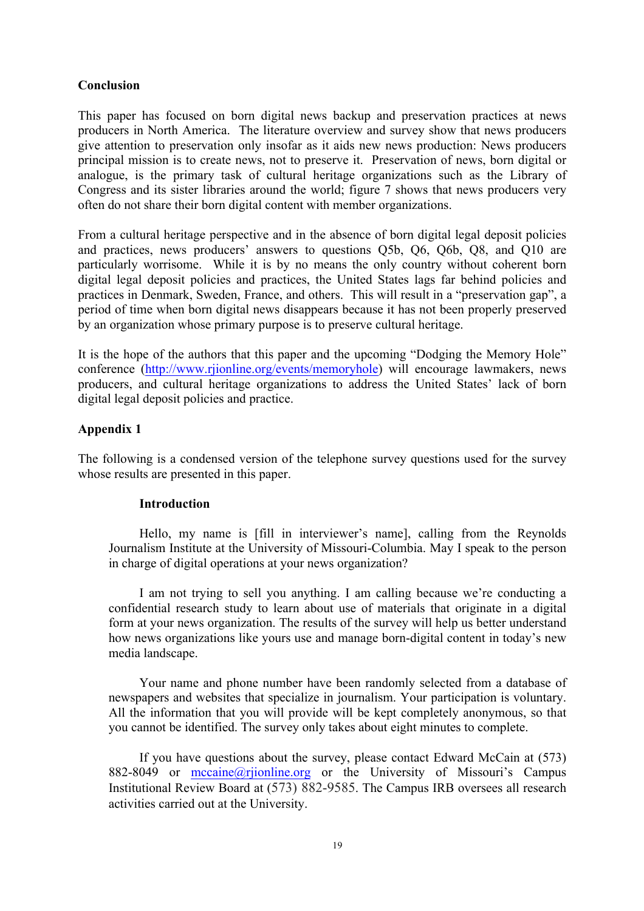**Conclusion**

This paper has focused on born digital news backup and preservation practices at news producers in North America. The literature overview and survey show that news producers give attention to preservation only insofar as it aids new news production: News producers principal mission is to create news, not to preserve it. Preservation of news, born digital or analogue, is the primary task of cultural heritage organizations such as the Library of Congress and its sister libraries around the world; figure 7 shows that news producers very often do not share their born digital content with member organizations.

From a cultural heritage perspective and in the absence of born digital legal deposit policies and practices, news producers' answers to questions Q5b, Q6, Q6b, Q8, and Q10 are particularly worrisome. While it is by no means the only country without coherent born digital legal deposit policies and practices, the United States lags far behind policies and practices in Denmark, Sweden, France, and others. This will result in a "preservation gap", a period of time when born digital news disappears because it has not been properly preserved by an organization whose primary purpose is to preserve cultural heritage.

It is the hope of the authors that this paper and the upcoming "Dodging the Memory Hole" conference (http://www.rjionline.org/events/memoryhole) will encourage lawmakers, news producers, and cultural heritage organizations to address the United States' lack of born digital legal deposit policies and practice.

**Appendix 1**

The following is a condensed version of the telephone survey questions used for the survey whose results are presented in this paper.

**Introduction**

Hello, my name is [fill in interviewer's name], calling from the Reynolds Journalism Institute at the University of Missouri-Columbia. May I speak to the person in charge of digital operations at your news organization?

I am not trying to sell you anything. I am calling because we're conducting a confidential research study to learn about use of materials that originate in a digital form at your news organization. The results of the survey will help us better understand how news organizations like yours use and manage born-digital content in today's new media landscape.

Your name and phone number have been randomly selected from a database of newspapers and websites that specialize in journalism. Your participation is voluntary. All the information that you will provide will be kept completely anonymous, so that you cannot be identified. The survey only takes about eight minutes to complete.

If you have questions about the survey, please contact Edward McCain at (573) 882-8049 or mccaine@rjionline.org or the University of Missouri's Campus Institutional Review Board at (573) 882-9585. The Campus IRB oversees all research activities carried out at the University.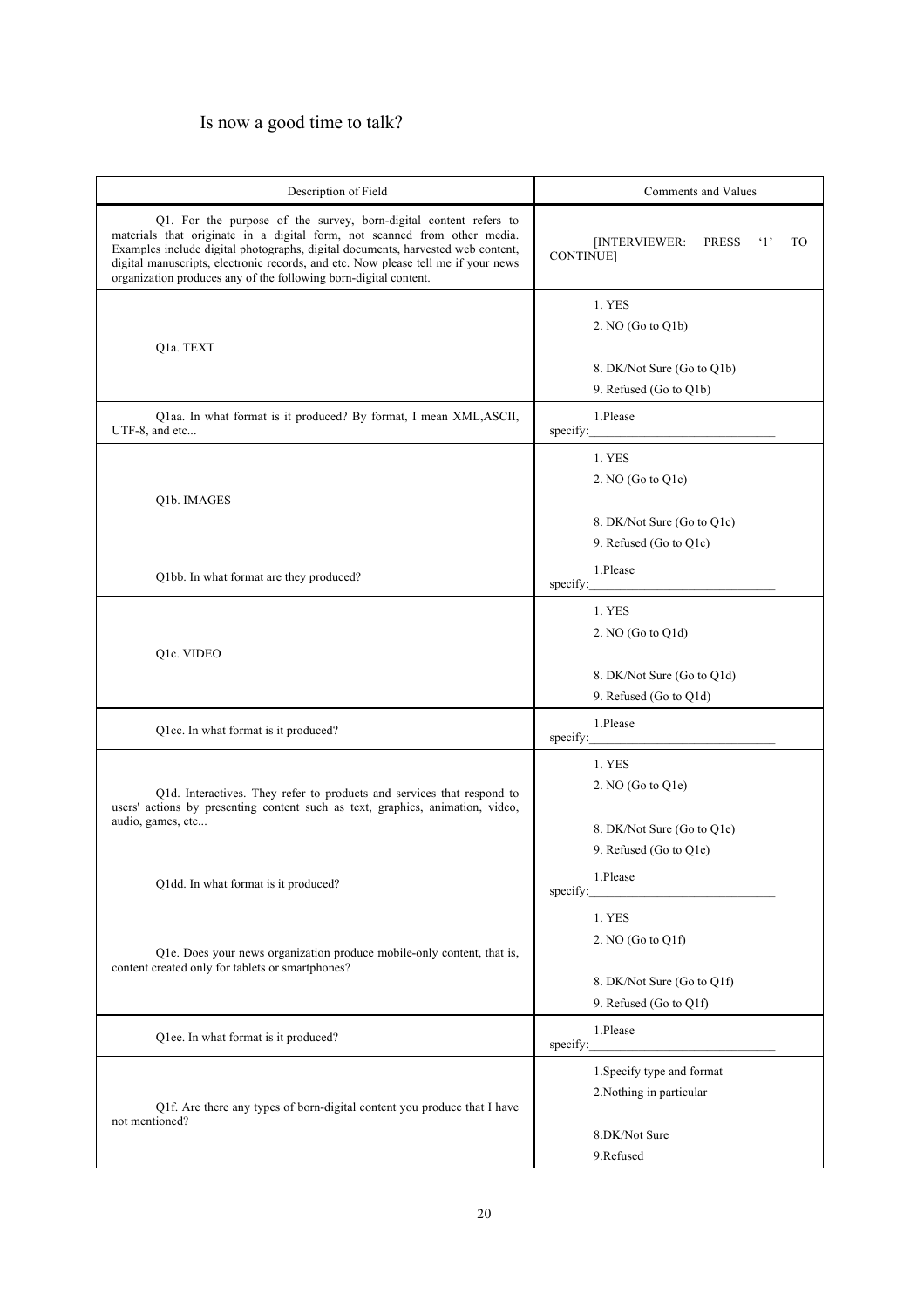Is now a good time to talk?

| Description of Field | Comments and Values |
|---|---|
| Q1. For the purpose of the survey, born-digital content refers to materials that originate in a digital form, not scanned from other media. Examples include digital photographs, digital documents, harvested web content, digital manuscripts, electronic records, and etc. Now please tell me if your news organization produces any of the following born-digital content. | [INTERVIEWER: PRESS '1' TO CONTINUE] |
| Q1a. TEXT | 1. YES<br>2. NO (Go to Q1b)<br><br>8. DK/Not Sure (Go to Q1b)<br>9. Refused (Go to Q1b) |
| Q1aa. In what format is it produced? By format, I mean XML,ASCII, UTF-8, and etc... | 1.Please specify:______________________________ |
| Q1b. IMAGES | 1. YES<br>2. NO (Go to Q1c)<br><br>8. DK/Not Sure (Go to Q1c)<br>9. Refused (Go to Q1c) |
| Q1bb. In what format are they produced? | 1.Please specify:______________________________ |
| Q1c. VIDEO | 1. YES<br>2. NO (Go to Q1d)<br><br>8. DK/Not Sure (Go to Q1d)<br>9. Refused (Go to Q1d) |
| Q1cc. In what format is it produced? | 1.Please specify:______________________________ |
| Q1d. Interactives. They refer to products and services that respond to users' actions by presenting content such as text, graphics, animation, video, audio, games, etc... | 1. YES<br>2. NO (Go to Q1e)<br><br>8. DK/Not Sure (Go to Q1e)<br>9. Refused (Go to Q1e) |
| Q1dd. In what format is it produced? | 1.Please specify:______________________________ |
| Q1e. Does your news organization produce mobile-only content, that is, content created only for tablets or smartphones? | 1. YES<br>2. NO (Go to Q1f)<br><br>8. DK/Not Sure (Go to Q1f)<br>9. Refused (Go to Q1f) |
| Q1ee. In what format is it produced? | 1.Please specify:______________________________ |
| Q1f. Are there any types of born-digital content you produce that I have not mentioned? | 1.Specify type and format<br>2.Nothing in particular<br><br>8.DK/Not Sure<br>9.Refused |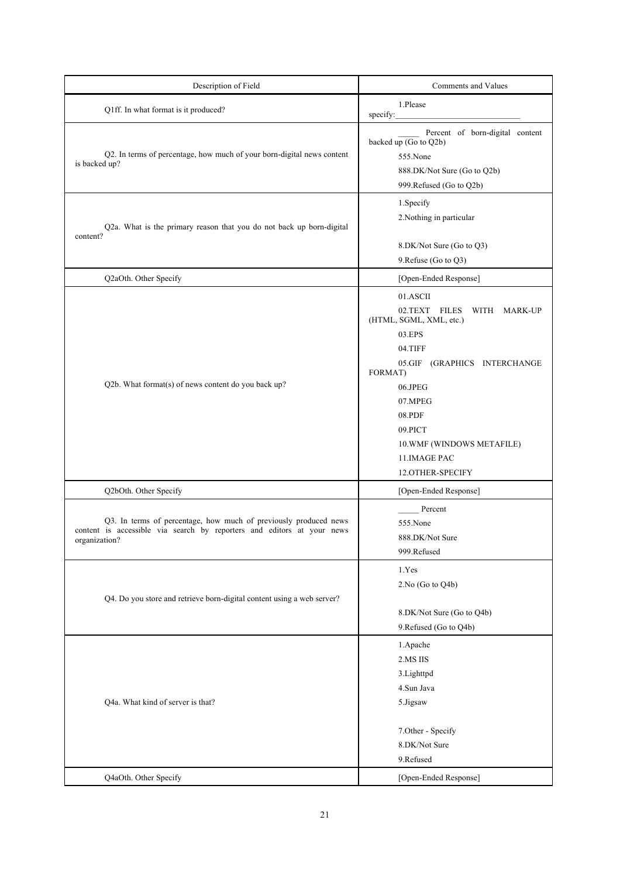| Description of Field | Comments and Values |
|---|---|
| Q1ff. In what format is it produced? | 1.Please specify:______________________________ |
| Q2. In terms of percentage, how much of your born-digital news content is backed up? | _____ Percent of born-digital content backed up (Go to Q2b)<br>555.None<br>888.DK/Not Sure (Go to Q2b)<br>999.Refused (Go to Q2b) |
| Q2a. What is the primary reason that you do not back up born-digital content? | 1.Specify<br>2.Nothing in particular<br><br>8.DK/Not Sure (Go to Q3)<br>9.Refuse (Go to Q3) |
| Q2aOth. Other Specify | [Open-Ended Response] |
| Q2b. What format(s) of news content do you back up? | 01.ASCII<br>02.TEXT FILES WITH MARK-UP (HTML, SGML, XML, etc.)<br>03.EPS<br>04.TIFF<br>05.GIF (GRAPHICS INTERCHANGE FORMAT)<br>06.JPEG<br>07.MPEG<br>08.PDF<br>09.PICT<br>10.WMF (WINDOWS METAFILE)<br>11.IMAGE PAC<br>12.OTHER-SPECIFY |
| Q2bOth. Other Specify | [Open-Ended Response] |
| Q3. In terms of percentage, how much of previously produced news content is accessible via search by reporters and editors at your news organization? | _____ Percent<br>555.None<br>888.DK/Not Sure<br>999.Refused |
| Q4. Do you store and retrieve born-digital content using a web server? | 1.Yes<br>2.No (Go to Q4b)<br><br>8.DK/Not Sure (Go to Q4b)<br>9.Refused (Go to Q4b) |
| Q4a. What kind of server is that? | 1.Apache<br>2.MS IIS<br>3.Lighttpd<br>4.Sun Java<br>5.Jigsaw<br><br>7.Other - Specify<br>8.DK/Not Sure<br>9.Refused |
| Q4aOth. Other Specify | [Open-Ended Response] |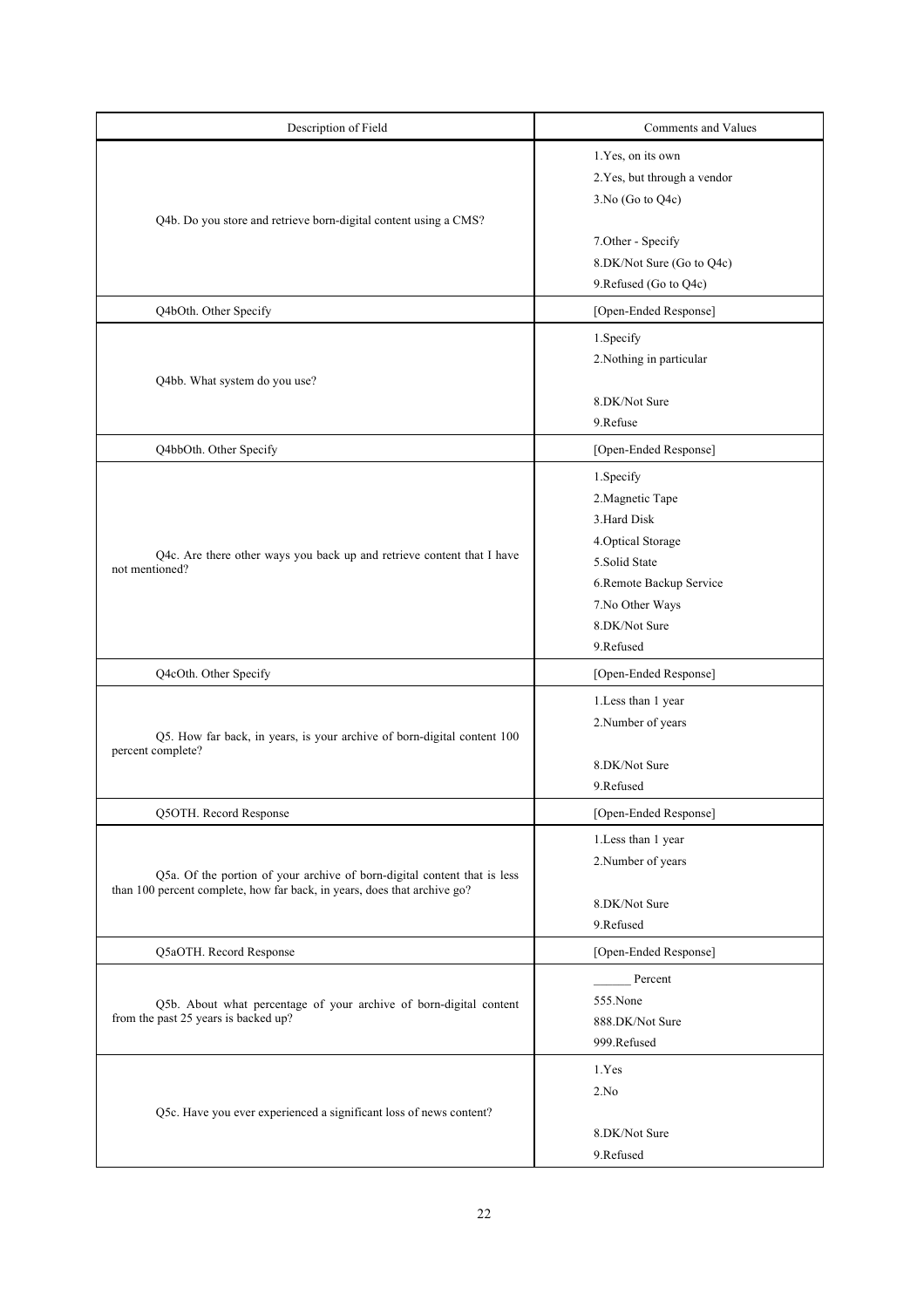| Description of Field | Comments and Values |
|---|---|
| Q4b. Do you store and retrieve born-digital content using a CMS? | 1.Yes, on its own<br>2.Yes, but through a vendor<br>3.No (Go to Q4c)<br><br>7.Other - Specify<br>8.DK/Not Sure (Go to Q4c)<br>9.Refused (Go to Q4c) |
| Q4bOth. Other Specify | [Open-Ended Response] |
| Q4bb. What system do you use? | 1.Specify<br>2.Nothing in particular<br><br>8.DK/Not Sure<br>9.Refuse |
| Q4bbOth. Other Specify | [Open-Ended Response] |
| Q4c. Are there other ways you back up and retrieve content that I have not mentioned? | 1.Specify<br>2.Magnetic Tape<br>3.Hard Disk<br>4.Optical Storage<br>5.Solid State<br>6.Remote Backup Service<br>7.No Other Ways<br>8.DK/Not Sure<br>9.Refused |
| Q4cOth. Other Specify | [Open-Ended Response] |
| Q5. How far back, in years, is your archive of born-digital content 100 percent complete? | 1.Less than 1 year<br>2.Number of years<br><br>8.DK/Not Sure<br>9.Refused |
| Q5OTH. Record Response | [Open-Ended Response] |
| Q5a. Of the portion of your archive of born-digital content that is less than 100 percent complete, how far back, in years, does that archive go? | 1.Less than 1 year<br>2.Number of years<br><br>8.DK/Not Sure<br>9.Refused |
| Q5aOTH. Record Response | [Open-Ended Response] |
| Q5b. About what percentage of your archive of born-digital content from the past 25 years is backed up? | ______ Percent<br>555.None<br>888.DK/Not Sure<br>999.Refused |
| Q5c. Have you ever experienced a significant loss of news content? | 1.Yes<br>2.No<br><br>8.DK/Not Sure<br>9.Refused |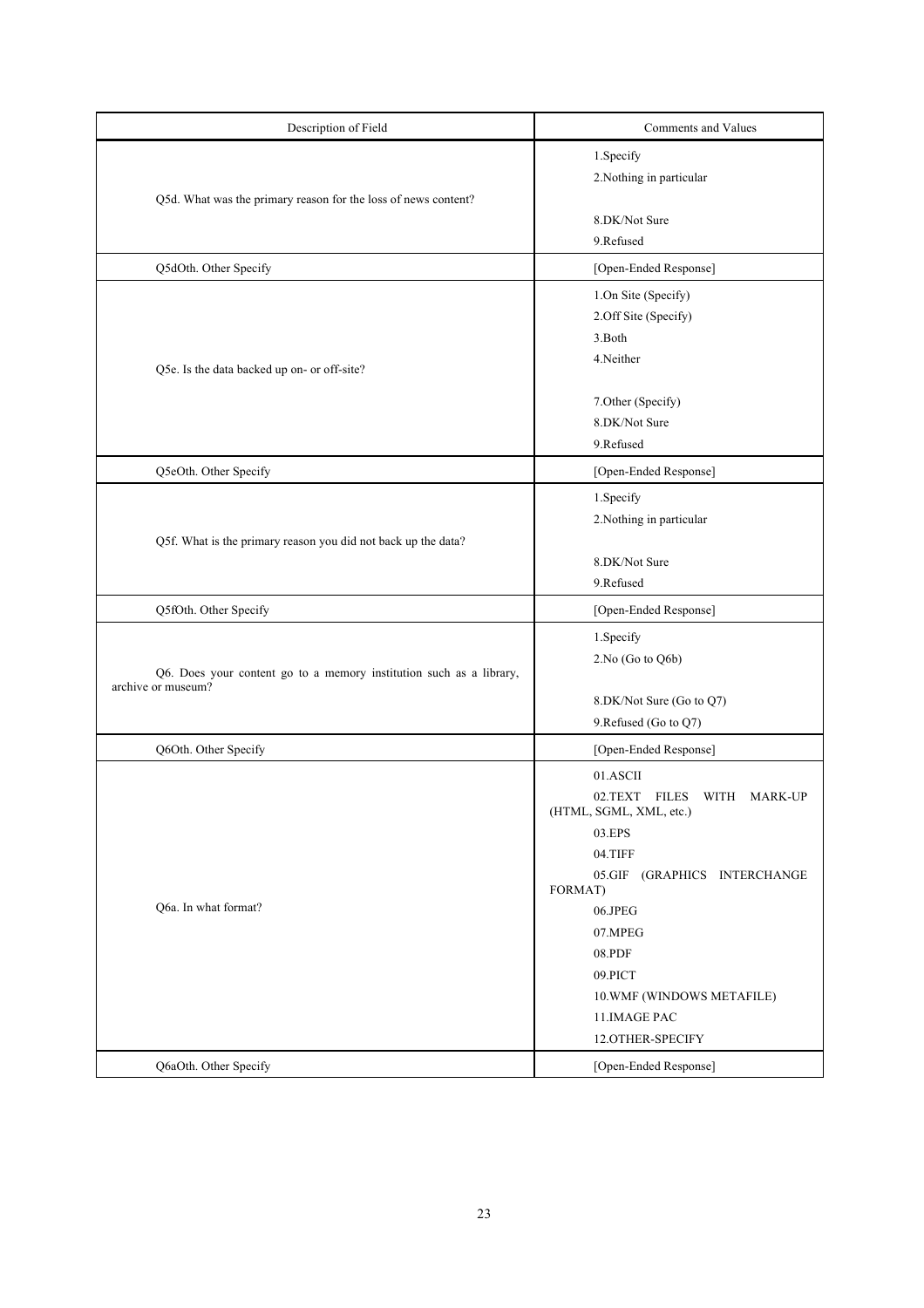| Description of Field | Comments and Values |
|---|---|
| Q5d. What was the primary reason for the loss of news content? | 1.Specify<br>2.Nothing in particular<br><br>8.DK/Not Sure<br>9.Refused |
| Q5dOth. Other Specify | [Open-Ended Response] |
| Q5e. Is the data backed up on- or off-site? | 1.On Site (Specify)<br>2.Off Site (Specify)<br>3.Both<br>4.Neither<br><br>7.Other (Specify)<br>8.DK/Not Sure<br>9.Refused |
| Q5eOth. Other Specify | [Open-Ended Response] |
| Q5f. What is the primary reason you did not back up the data? | 1.Specify<br>2.Nothing in particular<br><br>8.DK/Not Sure<br>9.Refused |
| Q5fOth. Other Specify | [Open-Ended Response] |
| Q6. Does your content go to a memory institution such as a library, archive or museum? | 1.Specify<br>2.No (Go to Q6b)<br><br>8.DK/Not Sure (Go to Q7)<br>9.Refused (Go to Q7) |
| Q6Oth. Other Specify | [Open-Ended Response] |
| Q6a. In what format? | 01.ASCII<br>02.TEXT FILES WITH MARK-UP (HTML, SGML, XML, etc.)<br>03.EPS<br>04.TIFF<br>05.GIF (GRAPHICS INTERCHANGE FORMAT)<br>06.JPEG<br>07.MPEG<br>08.PDF<br>09.PICT<br>10.WMF (WINDOWS METAFILE)<br>11.IMAGE PAC<br>12.OTHER-SPECIFY |
| Q6aOth. Other Specify | [Open-Ended Response] |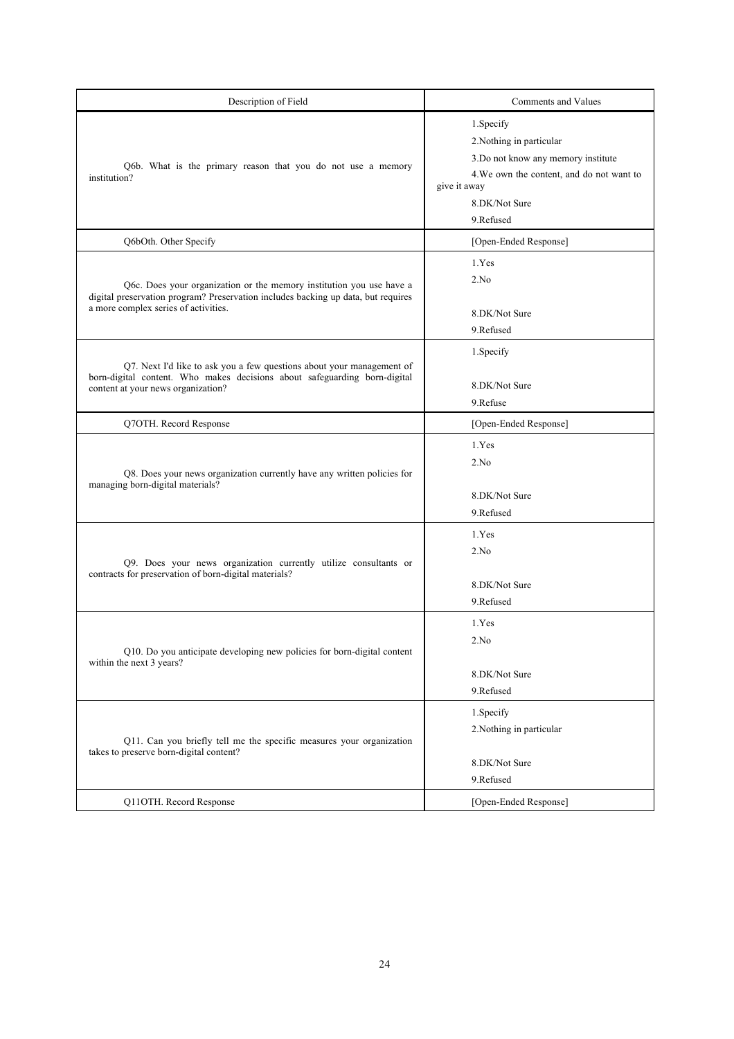| Description of Field | Comments and Values |
|---|---|
| Q6b. What is the primary reason that you do not use a memory institution? | 1.Specify<br>2.Nothing in particular<br>3.Do not know any memory institute<br>4.We own the content, and do not want to give it away<br>8.DK/Not Sure<br>9.Refused |
| Q6bOth. Other Specify | [Open-Ended Response] |
| Q6c. Does your organization or the memory institution you use have a digital preservation program? Preservation includes backing up data, but requires a more complex series of activities. | 1.Yes<br>2.No<br>8.DK/Not Sure<br>9.Refused |
| Q7. Next I'd like to ask you a few questions about your management of born-digital content. Who makes decisions about safeguarding born-digital content at your news organization? | 1.Specify<br>8.DK/Not Sure<br>9.Refuse |
| Q7OTH. Record Response | [Open-Ended Response] |
| Q8. Does your news organization currently have any written policies for managing born-digital materials? | 1.Yes<br>2.No<br>8.DK/Not Sure<br>9.Refused |
| Q9. Does your news organization currently utilize consultants or contracts for preservation of born-digital materials? | 1.Yes<br>2.No<br>8.DK/Not Sure<br>9.Refused |
| Q10. Do you anticipate developing new policies for born-digital content within the next 3 years? | 1.Yes<br>2.No<br>8.DK/Not Sure<br>9.Refused |
| Q11. Can you briefly tell me the specific measures your organization takes to preserve born-digital content? | 1.Specify<br>2.Nothing in particular<br>8.DK/Not Sure<br>9.Refused |
| Q11OTH. Record Response | [Open-Ended Response] |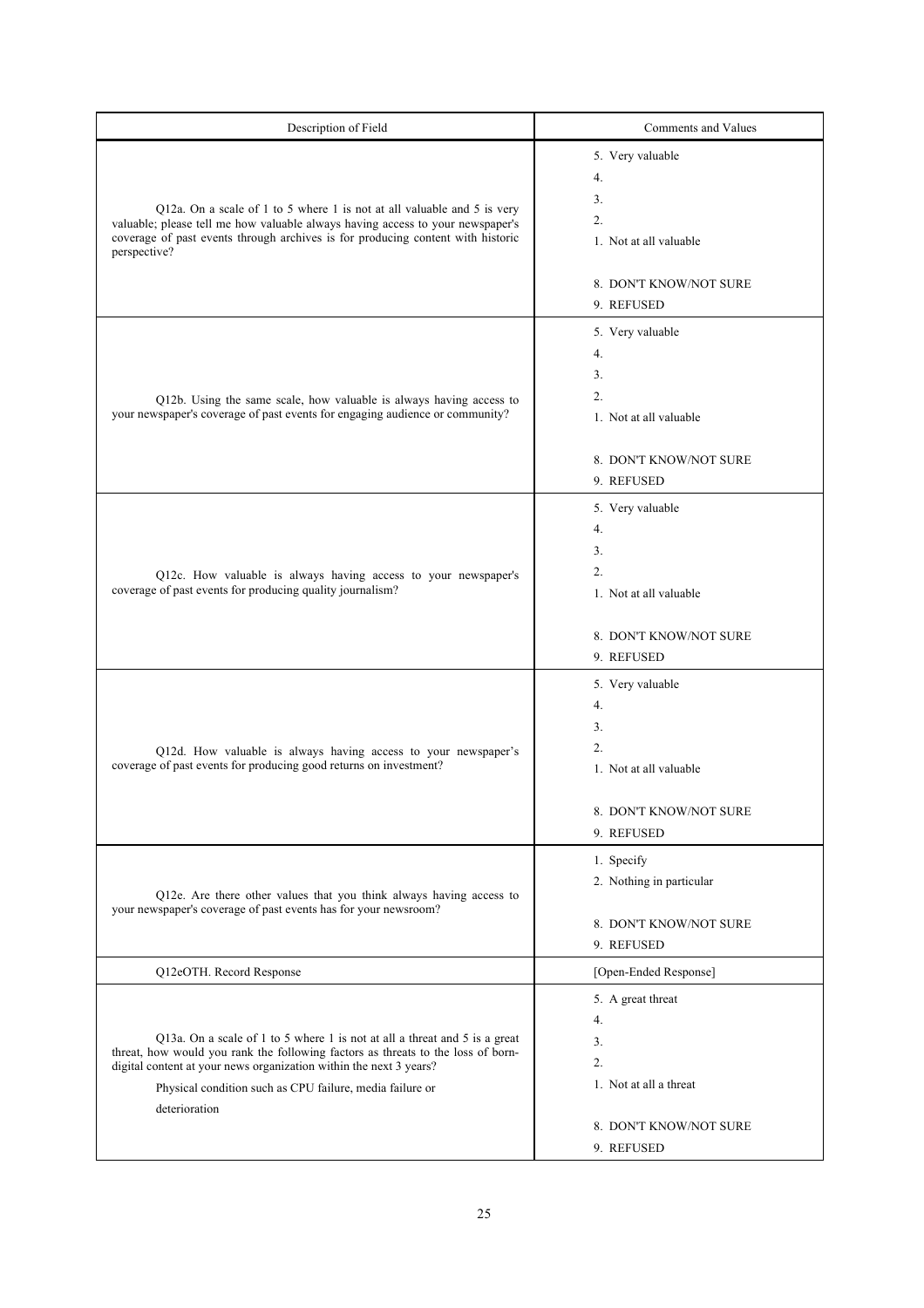| Description of Field | Comments and Values |
|---|---|
| Q12a. On a scale of 1 to 5 where 1 is not at all valuable and 5 is very valuable; please tell me how valuable always having access to your newspaper's coverage of past events through archives is for producing content with historic perspective? | 5. Very valuable<br>4.<br>3.<br>2.<br>1. Not at all valuable<br><br>8. DON'T KNOW/NOT SURE<br>9. REFUSED |
| Q12b. Using the same scale, how valuable is always having access to your newspaper's coverage of past events for engaging audience or community? | 5. Very valuable<br>4.<br>3.<br>2.<br>1. Not at all valuable<br><br>8. DON'T KNOW/NOT SURE<br>9. REFUSED |
| Q12c. How valuable is always having access to your newspaper's coverage of past events for producing quality journalism? | 5. Very valuable<br>4.<br>3.<br>2.<br>1. Not at all valuable<br><br>8. DON'T KNOW/NOT SURE<br>9. REFUSED |
| Q12d. How valuable is always having access to your newspaper's coverage of past events for producing good returns on investment? | 5. Very valuable<br>4.<br>3.<br>2.<br>1. Not at all valuable<br><br>8. DON'T KNOW/NOT SURE<br>9. REFUSED |
| Q12e. Are there other values that you think always having access to your newspaper's coverage of past events has for your newsroom? | 1. Specify<br>2. Nothing in particular<br><br>8. DON'T KNOW/NOT SURE<br>9. REFUSED |
| Q12eOTH. Record Response | [Open-Ended Response] |
| Q13a. On a scale of 1 to 5 where 1 is not at all a threat and 5 is a great threat, how would you rank the following factors as threats to the loss of born-digital content at your news organization within the next 3 years?<br>Physical condition such as CPU failure, media failure or deterioration | 5. A great threat<br>4.<br>3.<br>2.<br>1. Not at all a threat<br><br>8. DON'T KNOW/NOT SURE<br>9. REFUSED |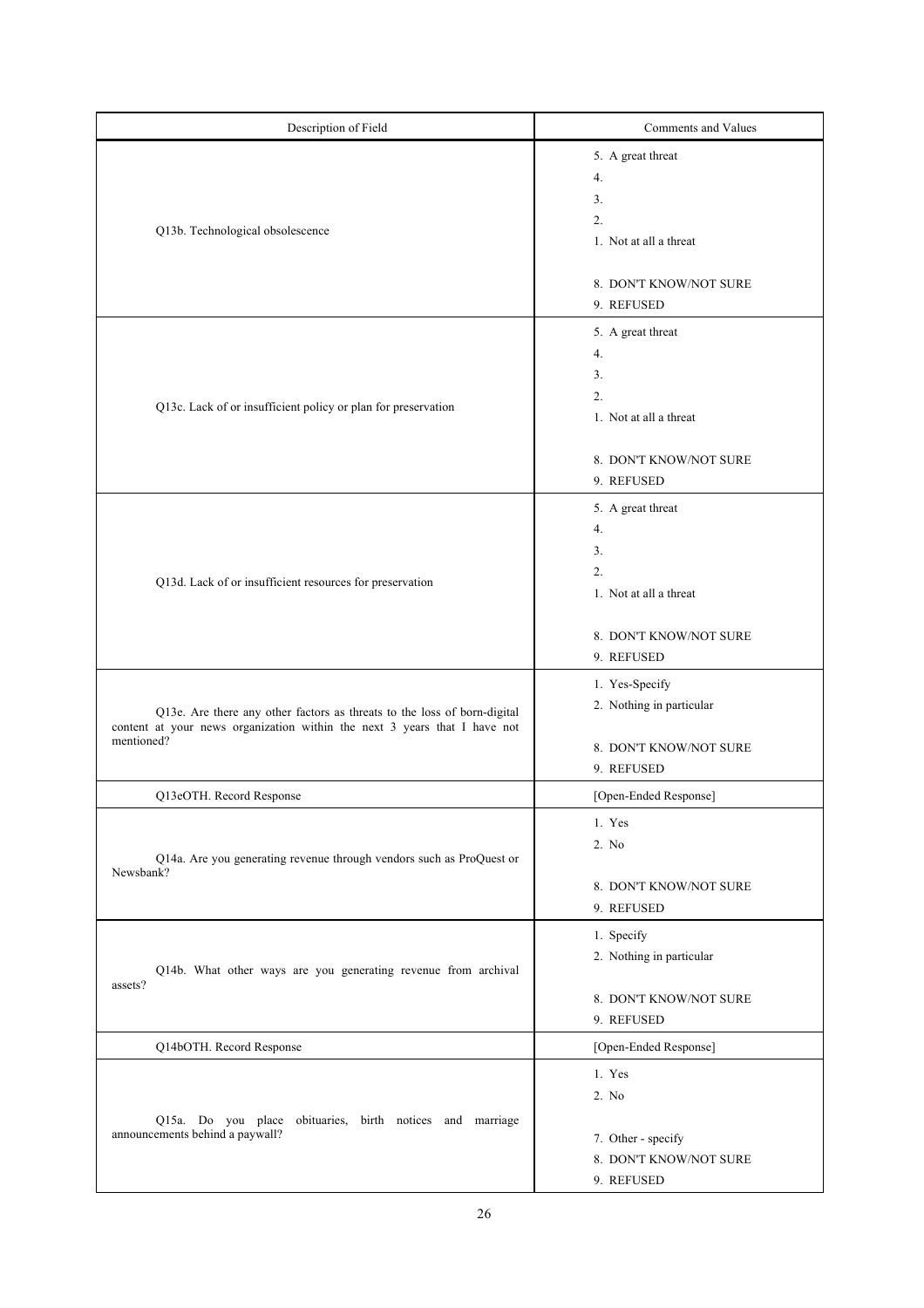| Description of Field | Comments and Values |
| --- | --- |
| Q13b. Technological obsolescence | 5. A great threat<br>4.<br>3.<br>2.<br>1. Not at all a threat<br><br>8. DON'T KNOW/NOT SURE<br>9. REFUSED |
| Q13c. Lack of or insufficient policy or plan for preservation | 5. A great threat<br>4.<br>3.<br>2.<br>1. Not at all a threat<br><br>8. DON'T KNOW/NOT SURE<br>9. REFUSED |
| Q13d. Lack of or insufficient resources for preservation | 5. A great threat<br>4.<br>3.<br>2.<br>1. Not at all a threat<br><br>8. DON'T KNOW/NOT SURE<br>9. REFUSED |
| Q13e. Are there any other factors as threats to the loss of born-digital content at your news organization within the next 3 years that I have not mentioned? | 1. Yes-Specify<br>2. Nothing in particular<br><br>8. DON'T KNOW/NOT SURE<br>9. REFUSED |
| Q13eOTH. Record Response | [Open-Ended Response] |
| Q14a. Are you generating revenue through vendors such as ProQuest or Newsbank? | 1. Yes<br>2. No<br><br>8. DON'T KNOW/NOT SURE<br>9. REFUSED |
| Q14b. What other ways are you generating revenue from archival assets? | 1. Specify<br>2. Nothing in particular<br><br>8. DON'T KNOW/NOT SURE<br>9. REFUSED |
| Q14bOTH. Record Response | [Open-Ended Response] |
| Q15a. Do you place obituaries, birth notices and marriage announcements behind a paywall? | 1. Yes<br>2. No<br><br>7. Other - specify<br>8. DON'T KNOW/NOT SURE<br>9. REFUSED |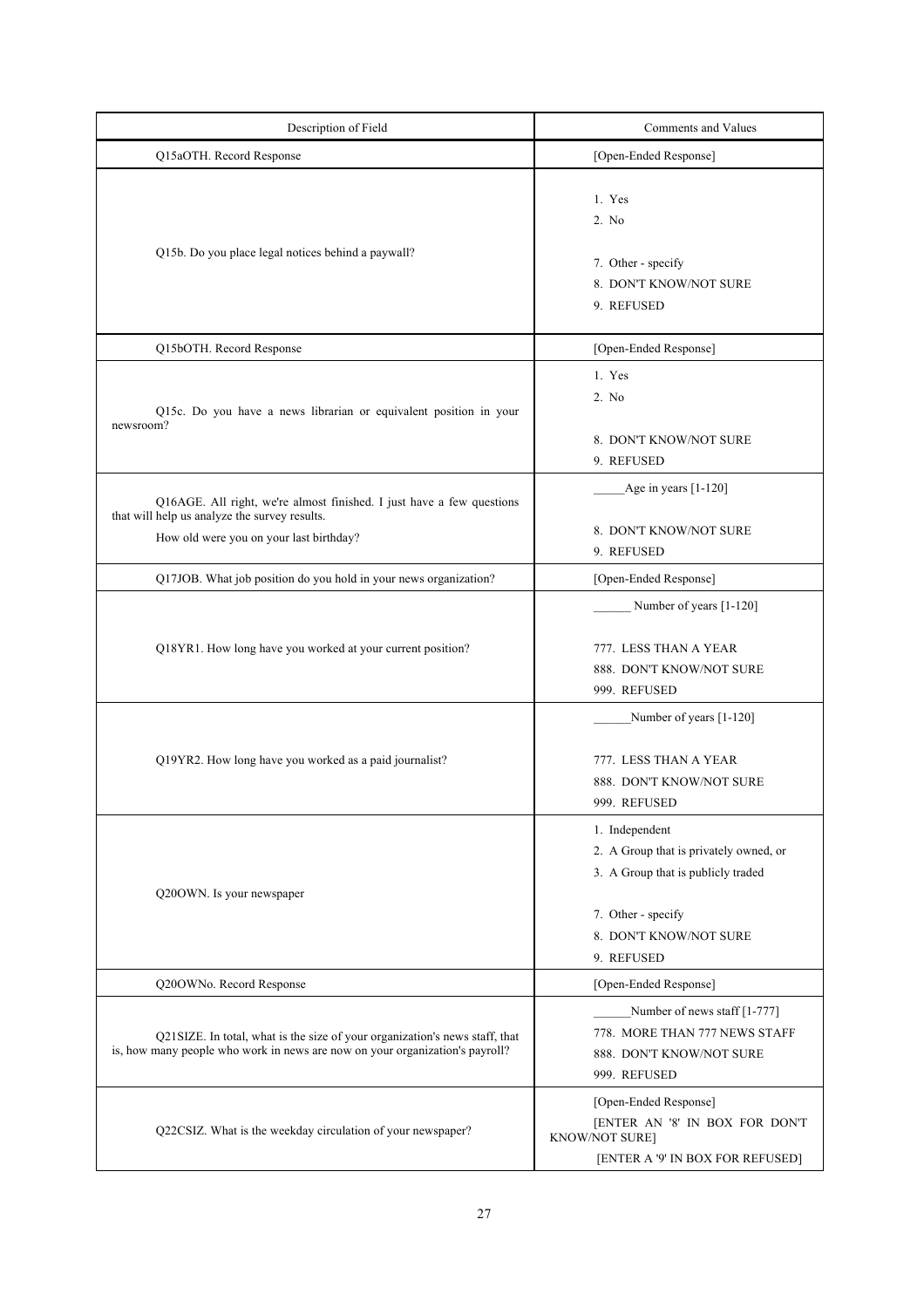| Description of Field | Comments and Values |
|---|---|
| Q15aOTH. Record Response | [Open-Ended Response] |
| Q15b. Do you place legal notices behind a paywall? | 1. Yes<br>2. No<br><br>7. Other - specify<br>8. DON'T KNOW/NOT SURE<br>9. REFUSED |
| Q15bOTH. Record Response | [Open-Ended Response] |
| Q15c. Do you have a news librarian or equivalent position in your newsroom? | 1. Yes<br>2. No<br><br>8. DON'T KNOW/NOT SURE<br>9. REFUSED |
| Q16AGE. All right, we're almost finished. I just have a few questions that will help us analyze the survey results.<br>How old were you on your last birthday? | _____Age in years [1-120]<br><br>8. DON'T KNOW/NOT SURE<br>9. REFUSED |
| Q17JOB. What job position do you hold in your news organization? | [Open-Ended Response] |
| Q18YR1. How long have you worked at your current position? | ______ Number of years [1-120]<br><br>777. LESS THAN A YEAR<br>888. DON'T KNOW/NOT SURE<br>999. REFUSED |
| Q19YR2. How long have you worked as a paid journalist? | ______Number of years [1-120]<br><br>777. LESS THAN A YEAR<br>888. DON'T KNOW/NOT SURE<br>999. REFUSED |
| Q20OWN. Is your newspaper | 1. Independent<br>2. A Group that is privately owned, or<br>3. A Group that is publicly traded<br><br>7. Other - specify<br>8. DON'T KNOW/NOT SURE<br>9. REFUSED |
| Q20OWNo. Record Response | [Open-Ended Response] |
| Q21SIZE. In total, what is the size of your organization's news staff, that is, how many people who work in news are now on your organization's payroll? | ______Number of news staff [1-777]<br>778. MORE THAN 777 NEWS STAFF<br>888. DON'T KNOW/NOT SURE<br>999. REFUSED |
| Q22CSIZ. What is the weekday circulation of your newspaper? | [Open-Ended Response]<br>[ENTER AN '8' IN BOX FOR DON'T KNOW/NOT SURE]<br>[ENTER A '9' IN BOX FOR REFUSED] |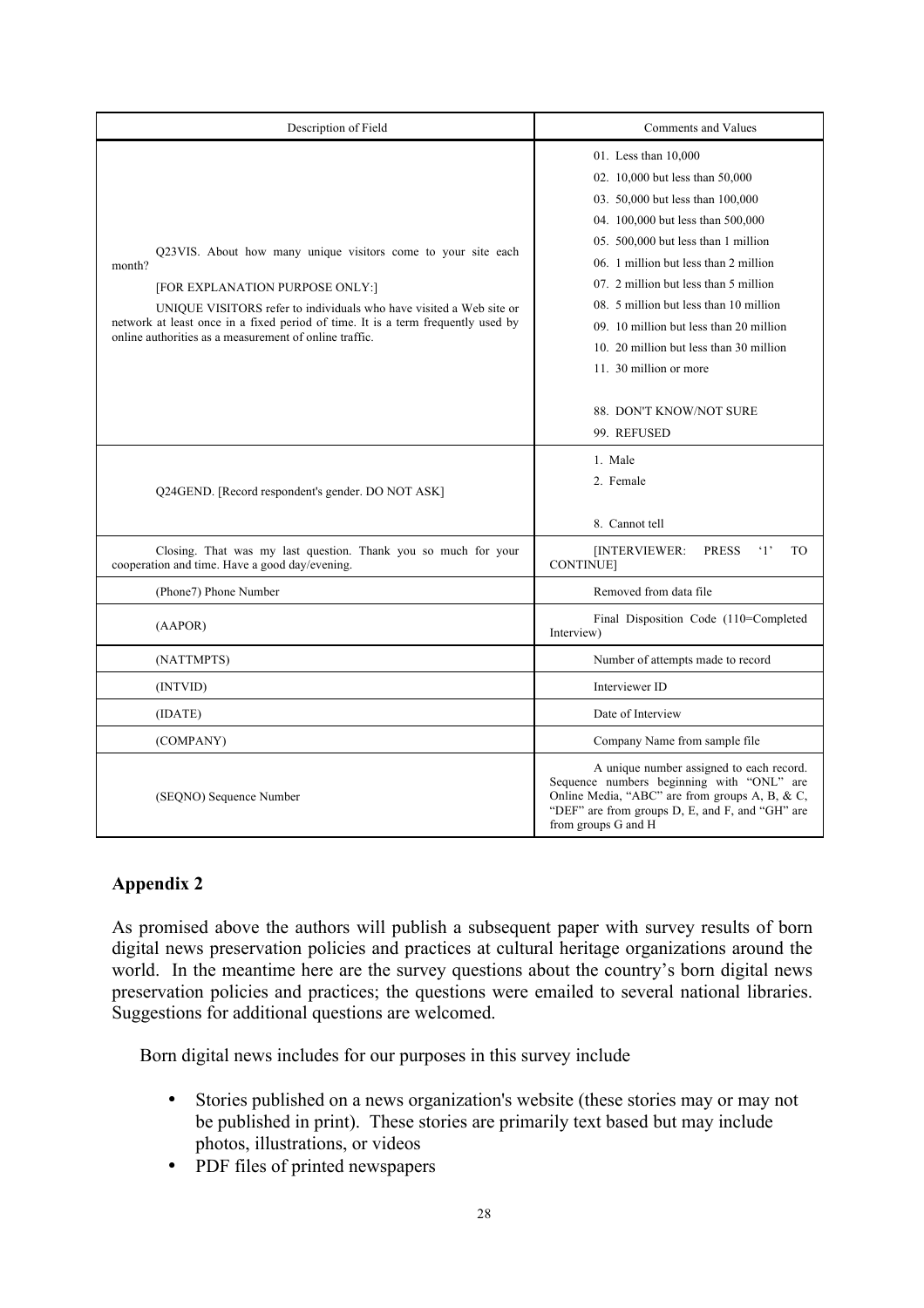| Description of Field | Comments and Values |
|---|---|
| Q23VIS. About how many unique visitors come to your site each month?<br><br>[FOR EXPLANATION PURPOSE ONLY:]<br><br>UNIQUE VISITORS refer to individuals who have visited a Web site or network at least once in a fixed period of time. It is a term frequently used by online authorities as a measurement of online traffic. | 01. Less than 10,000<br>02. 10,000 but less than 50,000<br>03. 50,000 but less than 100,000<br>04. 100,000 but less than 500,000<br>05. 500,000 but less than 1 million<br>06. 1 million but less than 2 million<br>07. 2 million but less than 5 million<br>08. 5 million but less than 10 million<br>09. 10 million but less than 20 million<br>10. 20 million but less than 30 million<br>11. 30 million or more<br><br>88. DON'T KNOW/NOT SURE<br>99. REFUSED |
| Q24GEND. [Record respondent's gender. DO NOT ASK] | 1. Male<br>2. Female<br><br>8. Cannot tell |
| Closing. That was my last question. Thank you so much for your cooperation and time. Have a good day/evening. | [INTERVIEWER: PRESS '1' TO CONTINUE] |
| (Phone7) Phone Number | Removed from data file |
| (AAPOR) | Final Disposition Code (110=Completed Interview) |
| (NATTMPTS) | Number of attempts made to record |
| (INTVID) | Interviewer ID |
| (IDATE) | Date of Interview |
| (COMPANY) | Company Name from sample file |
| (SEQNO) Sequence Number | A unique number assigned to each record. Sequence numbers beginning with "ONL" are Online Media, "ABC" are from groups A, B, & C, "DEF" are from groups D, E, and F, and "GH" are from groups G and H |

## Appendix 2

As promised above the authors will publish a subsequent paper with survey results of born digital news preservation policies and practices at cultural heritage organizations around the world. In the meantime here are the survey questions about the country's born digital news preservation policies and practices; the questions were emailed to several national libraries. Suggestions for additional questions are welcomed.

Born digital news includes for our purposes in this survey include

- Stories published on a news organization's website (these stories may or may not be published in print). These stories are primarily text based but may include photos, illustrations, or videos
- PDF files of printed newspapers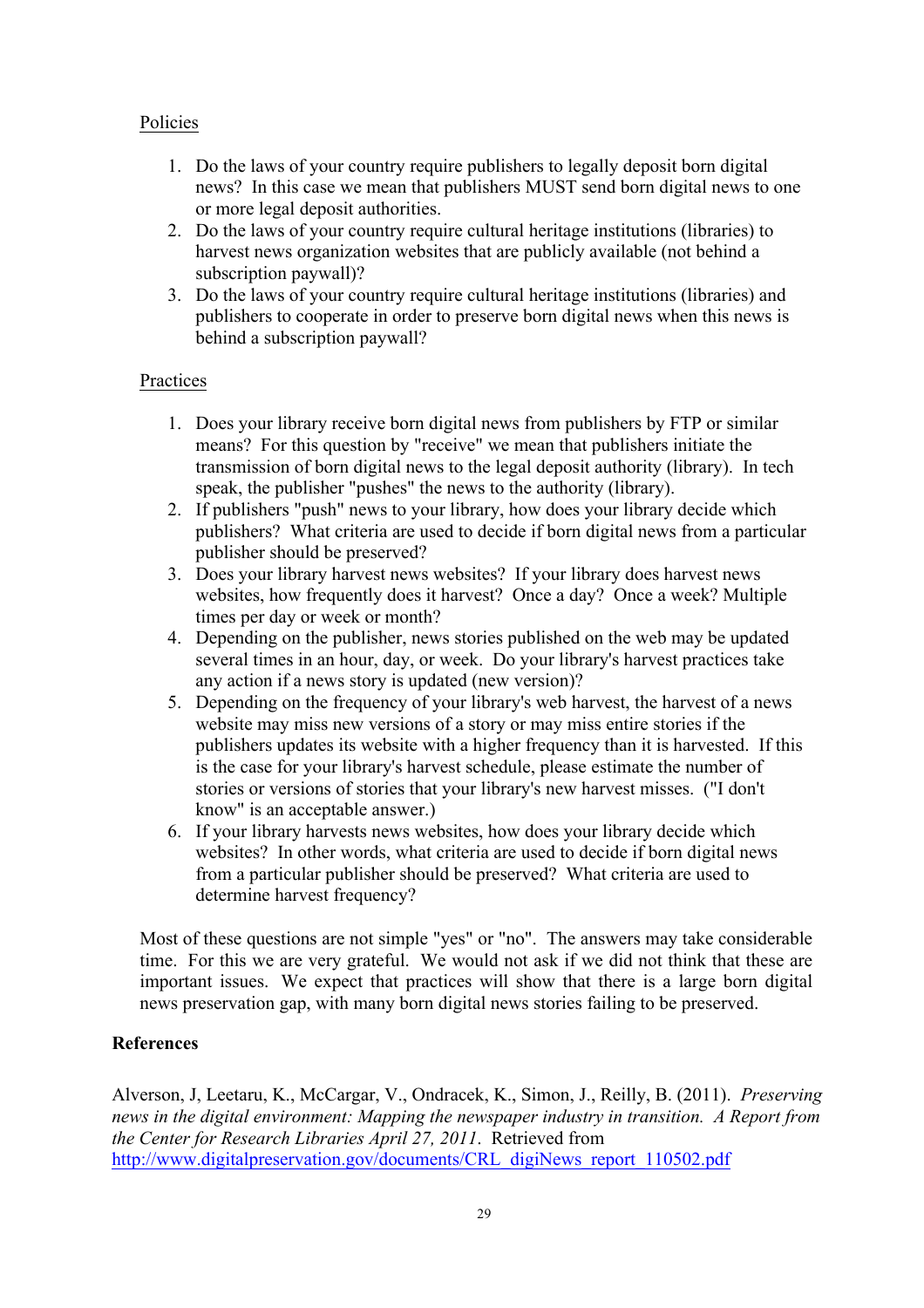Policies

1. Do the laws of your country require publishers to legally deposit born digital news? In this case we mean that publishers MUST send born digital news to one or more legal deposit authorities.
2. Do the laws of your country require cultural heritage institutions (libraries) to harvest news organization websites that are publicly available (not behind a subscription paywall)?
3. Do the laws of your country require cultural heritage institutions (libraries) and publishers to cooperate in order to preserve born digital news when this news is behind a subscription paywall?

Practices

1. Does your library receive born digital news from publishers by FTP or similar means? For this question by "receive" we mean that publishers initiate the transmission of born digital news to the legal deposit authority (library). In tech speak, the publisher "pushes" the news to the authority (library).
2. If publishers "push" news to your library, how does your library decide which publishers? What criteria are used to decide if born digital news from a particular publisher should be preserved?
3. Does your library harvest news websites? If your library does harvest news websites, how frequently does it harvest? Once a day? Once a week? Multiple times per day or week or month?
4. Depending on the publisher, news stories published on the web may be updated several times in an hour, day, or week. Do your library's harvest practices take any action if a news story is updated (new version)?
5. Depending on the frequency of your library's web harvest, the harvest of a news website may miss new versions of a story or may miss entire stories if the publishers updates its website with a higher frequency than it is harvested. If this is the case for your library's harvest schedule, please estimate the number of stories or versions of stories that your library's new harvest misses. ("I don't know" is an acceptable answer.)
6. If your library harvests news websites, how does your library decide which websites? In other words, what criteria are used to decide if born digital news from a particular publisher should be preserved? What criteria are used to determine harvest frequency?

Most of these questions are not simple "yes" or "no". The answers may take considerable time. For this we are very grateful. We would not ask if we did not think that these are important issues. We expect that practices will show that there is a large born digital news preservation gap, with many born digital news stories failing to be preserved.

**References**

Alverson, J, Leetaru, K., McCargar, V., Ondracek, K., Simon, J., Reilly, B. (2011). *Preserving news in the digital environment: Mapping the newspaper industry in transition. A Report from the Center for Research Libraries April 27, 2011*. Retrieved from http://www.digitalpreservation.gov/documents/CRL_digiNews_report_110502.pdf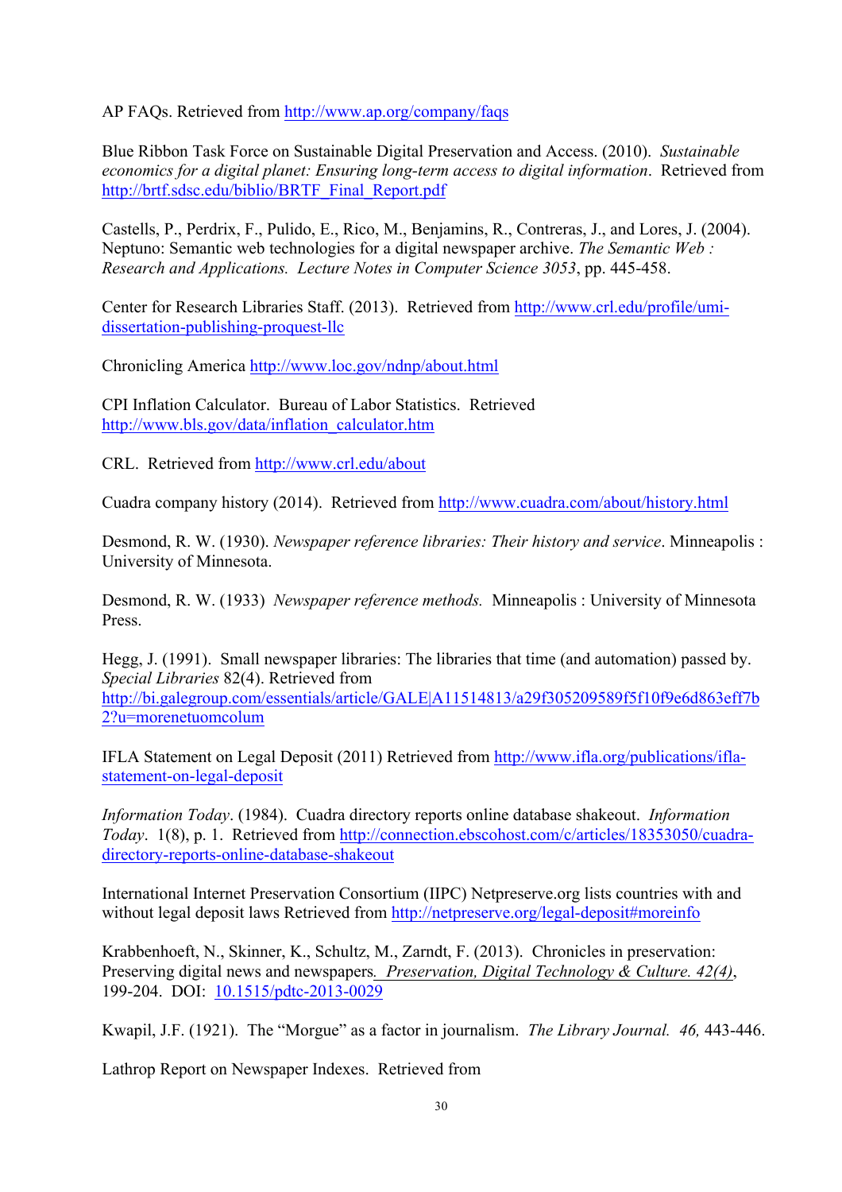AP FAQs. Retrieved from http://www.ap.org/company/faqs

Blue Ribbon Task Force on Sustainable Digital Preservation and Access. (2010). *Sustainable economics for a digital planet: Ensuring long-term access to digital information*. Retrieved from http://brtf.sdsc.edu/biblio/BRTF_Final_Report.pdf

Castells, P., Perdrix, F., Pulido, E., Rico, M., Benjamins, R., Contreras, J., and Lores, J. (2004). Neptuno: Semantic web technologies for a digital newspaper archive. *The Semantic Web : Research and Applications. Lecture Notes in Computer Science 3053*, pp. 445-458.

Center for Research Libraries Staff. (2013). Retrieved from http://www.crl.edu/profile/umi-dissertation-publishing-proquest-llc

Chronicling America http://www.loc.gov/ndnp/about.html

CPI Inflation Calculator. Bureau of Labor Statistics. Retrieved http://www.bls.gov/data/inflation_calculator.htm

CRL. Retrieved from http://www.crl.edu/about

Cuadra company history (2014). Retrieved from http://www.cuadra.com/about/history.html

Desmond, R. W. (1930). *Newspaper reference libraries: Their history and service*. Minneapolis : University of Minnesota.

Desmond, R. W. (1933) *Newspaper reference methods.* Minneapolis : University of Minnesota Press.

Hegg, J. (1991). Small newspaper libraries: The libraries that time (and automation) passed by. *Special Libraries* 82(4). Retrieved from http://bi.galegroup.com/essentials/article/GALE|A11514813/a29f305209589f5f10f9e6d863eff7b2?u=morenetuomcolum

IFLA Statement on Legal Deposit (2011) Retrieved from http://www.ifla.org/publications/ifla-statement-on-legal-deposit

*Information Today*. (1984). Cuadra directory reports online database shakeout. *Information Today*. 1(8), p. 1. Retrieved from http://connection.ebscohost.com/c/articles/18353050/cuadra-directory-reports-online-database-shakeout

International Internet Preservation Consortium (IIPC) Netpreserve.org lists countries with and without legal deposit laws Retrieved from http://netpreserve.org/legal-deposit#moreinfo

Krabbenhoeft, N., Skinner, K., Schultz, M., Zarndt, F. (2013). Chronicles in preservation: Preserving digital news and newspapers. *Preservation, Digital Technology & Culture. 42(4)*, 199-204. DOI: 10.1515/pdtc-2013-0029

Kwapil, J.F. (1921). The "Morgue" as a factor in journalism. *The Library Journal. 46,* 443-446.

Lathrop Report on Newspaper Indexes. Retrieved from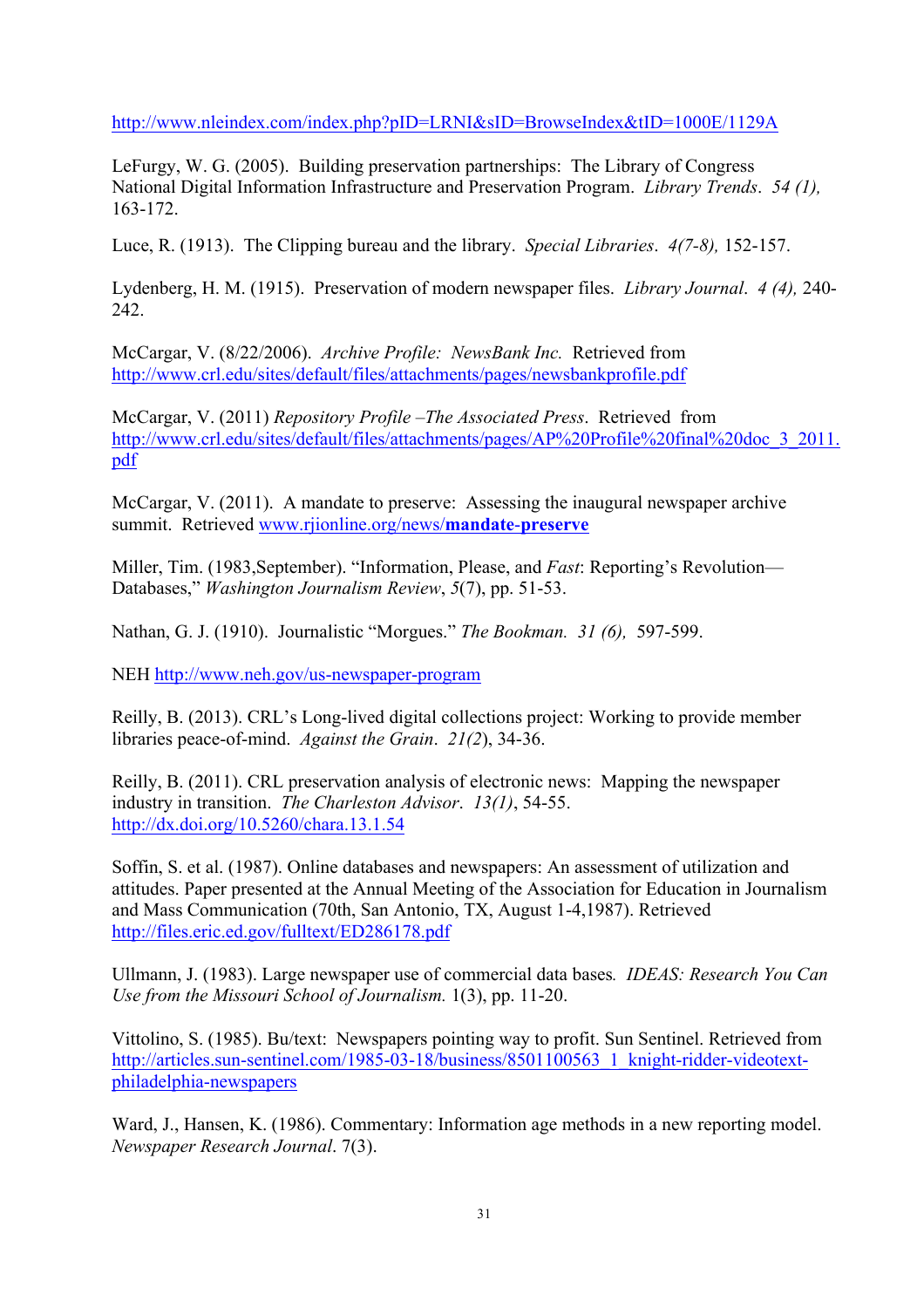http://www.nleindex.com/index.php?pID=LRNI&sID=BrowseIndex&tID=1000E/1129A

LeFurgy, W. G. (2005). Building preservation partnerships: The Library of Congress National Digital Information Infrastructure and Preservation Program. *Library Trends*. *54 (1),* 163-172.

Luce, R. (1913). The Clipping bureau and the library. *Special Libraries*. *4(7-8),* 152-157.

Lydenberg, H. M. (1915). Preservation of modern newspaper files. *Library Journal*. *4 (4),* 240-242.

McCargar, V. (8/22/2006). *Archive Profile: NewsBank Inc.* Retrieved from http://www.crl.edu/sites/default/files/attachments/pages/newsbankprofile.pdf

McCargar, V. (2011) *Repository Profile –The Associated Press*. Retrieved from http://www.crl.edu/sites/default/files/attachments/pages/AP%20Profile%20final%20doc_3_2011.pdf

McCargar, V. (2011). A mandate to preserve: Assessing the inaugural newspaper archive summit. Retrieved www.rjionline.org/news/**mandate-preserve**

Miller, Tim. (1983,September). "Information, Please, and *Fast*: Reporting's Revolution—Databases," *Washington Journalism Review*, *5*(7), pp. 51-53.

Nathan, G. J. (1910). Journalistic "Morgues." *The Bookman*. *31 (6),* 597-599.

NEH http://www.neh.gov/us-newspaper-program

Reilly, B. (2013). CRL's Long-lived digital collections project: Working to provide member libraries peace-of-mind. *Against the Grain*. *21(2*), 34-36.

Reilly, B. (2011). CRL preservation analysis of electronic news: Mapping the newspaper industry in transition. *The Charleston Advisor*. *13(1)*, 54-55. http://dx.doi.org/10.5260/chara.13.1.54

Soffin, S. et al. (1987). Online databases and newspapers: An assessment of utilization and attitudes. Paper presented at the Annual Meeting of the Association for Education in Journalism and Mass Communication (70th, San Antonio, TX, August 1-4,1987). Retrieved http://files.eric.ed.gov/fulltext/ED286178.pdf

Ullmann, J. (1983). Large newspaper use of commercial data bases*. IDEAS: Research You Can Use from the Missouri School of Journalism.* 1(3), pp. 11-20.

Vittolino, S. (1985). Bu/text: Newspapers pointing way to profit. Sun Sentinel. Retrieved from http://articles.sun-sentinel.com/1985-03-18/business/8501100563_1_knight-ridder-videotext-philadelphia-newspapers

Ward, J., Hansen, K. (1986). Commentary: Information age methods in a new reporting model. *Newspaper Research Journal*. 7(3).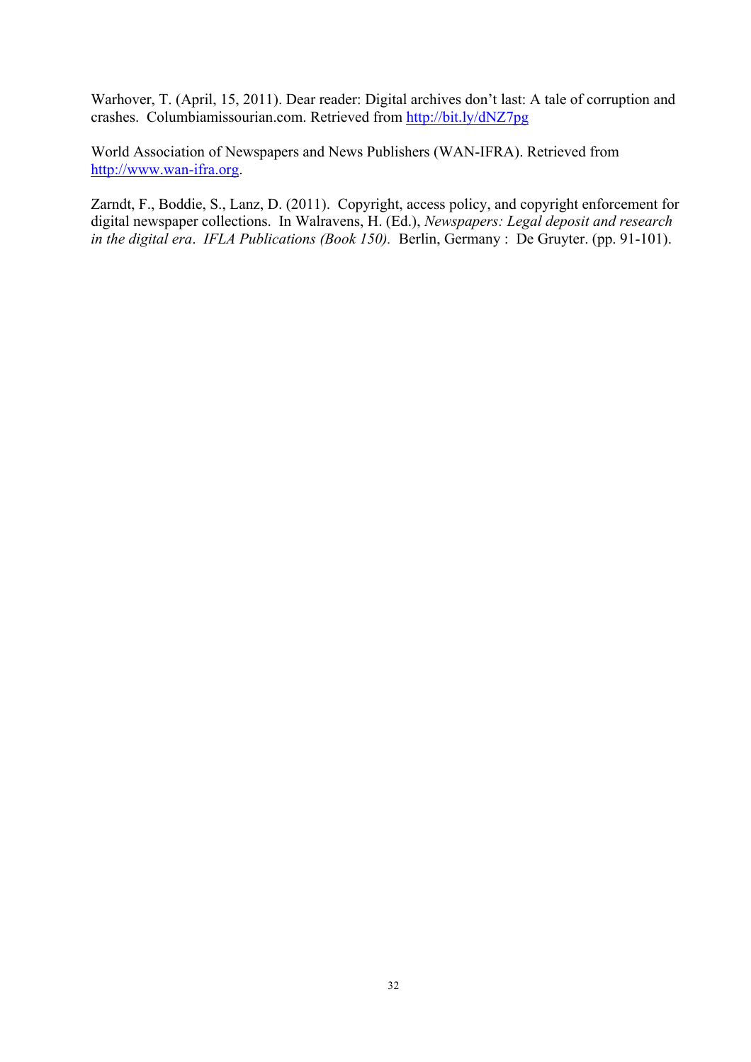Warhover, T. (April, 15, 2011). Dear reader: Digital archives don't last: A tale of corruption and crashes. Columbiamissourian.com. Retrieved from http://bit.ly/dNZ7pg

World Association of Newspapers and News Publishers (WAN-IFRA). Retrieved from http://www.wan-ifra.org.

Zarndt, F., Boddie, S., Lanz, D. (2011). Copyright, access policy, and copyright enforcement for digital newspaper collections. In Walravens, H. (Ed.), *Newspapers: Legal deposit and research in the digital era*. *IFLA Publications (Book 150).* Berlin, Germany : De Gruyter. (pp. 91-101).